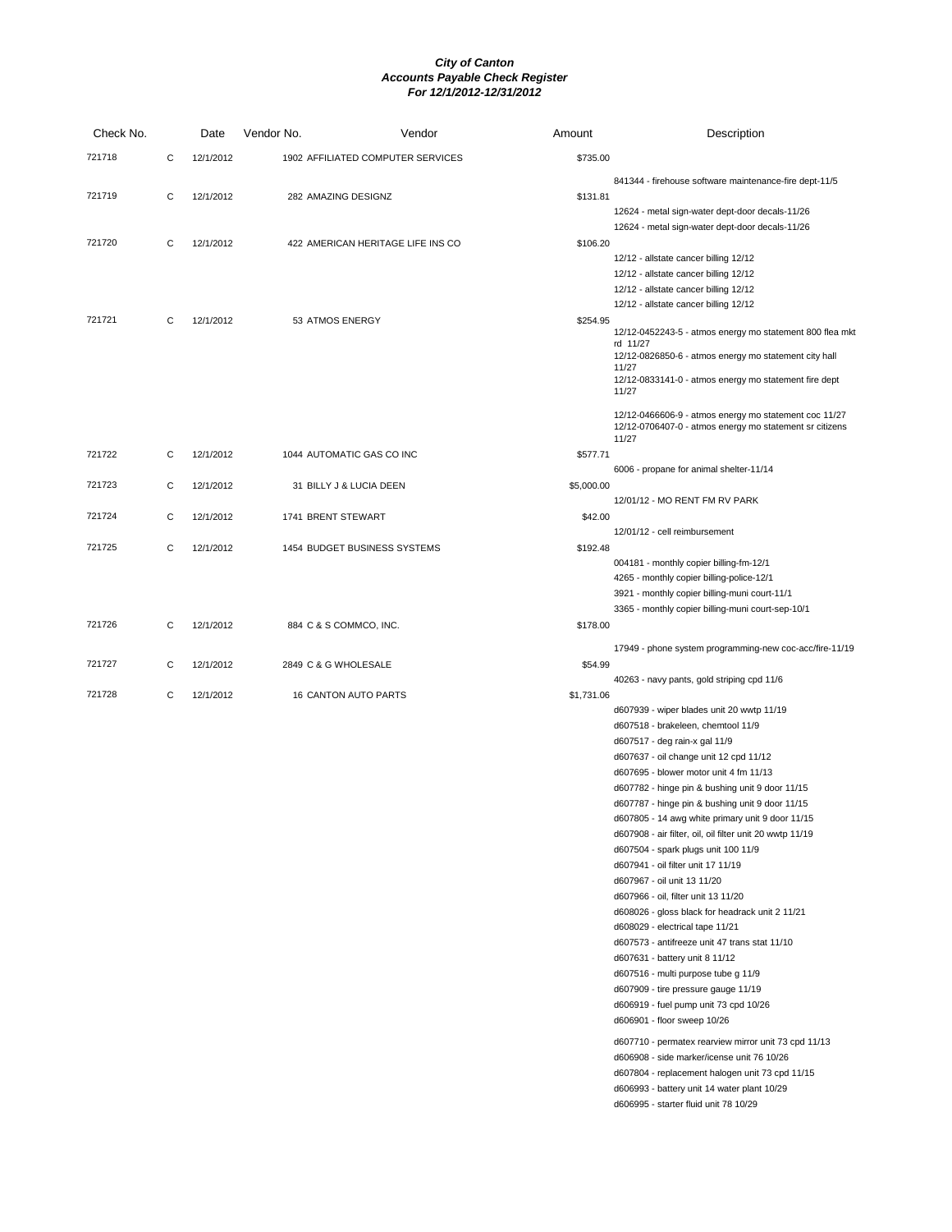# City of Canton
## Accounts Payable Check Register
### For 12/1/2012-12/31/2012

| Check No. | | Date | Vendor No. | Vendor | Amount | Description |
|---|---|---|---|---|---|---|
| 721718 | C | 12/1/2012 | 1902 | AFFILIATED COMPUTER SERVICES | $735.00 | |
| | | | | | | 841344 - firehouse software maintenance-fire dept-11/5 |
| 721719 | C | 12/1/2012 | 282 | AMAZING DESIGNZ | $131.81 | |
| | | | | | | 12624 - metal sign-water dept-door decals-11/26 |
| | | | | | | 12624 - metal sign-water dept-door decals-11/26 |
| 721720 | C | 12/1/2012 | 422 | AMERICAN HERITAGE LIFE INS CO | $106.20 | |
| | | | | | | 12/12 - allstate cancer billing 12/12 |
| | | | | | | 12/12 - allstate cancer billing 12/12 |
| | | | | | | 12/12 - allstate cancer billing 12/12 |
| | | | | | | 12/12 - allstate cancer billing 12/12 |
| 721721 | C | 12/1/2012 | 53 | ATMOS ENERGY | $254.95 | |
| | | | | | | 12/12-0452243-5 - atmos energy mo statement 800 flea mkt rd 11/27 |
| | | | | | | 12/12-0826850-6 - atmos energy mo statement city hall 11/27 |
| | | | | | | 12/12-0833141-0 - atmos energy mo statement fire dept 11/27 |
| | | | | | | 12/12-0466606-9 - atmos energy mo statement coc 11/27 |
| | | | | | | 12/12-0706407-0 - atmos energy mo statement sr citizens 11/27 |
| 721722 | C | 12/1/2012 | 1044 | AUTOMATIC GAS CO INC | $577.71 | |
| | | | | | | 6006 - propane for animal shelter-11/14 |
| 721723 | C | 12/1/2012 | 31 | BILLY J & LUCIA DEEN | $5,000.00 | |
| | | | | | | 12/01/12 - MO RENT FM RV PARK |
| 721724 | C | 12/1/2012 | 1741 | BRENT STEWART | $42.00 | |
| | | | | | | 12/01/12 - cell reimbursement |
| 721725 | C | 12/1/2012 | 1454 | BUDGET BUSINESS SYSTEMS | $192.48 | |
| | | | | | | 004181 - monthly copier billing-fm-12/1 |
| | | | | | | 4265 - monthly copier billing-police-12/1 |
| | | | | | | 3921 - monthly copier billing-muni court-11/1 |
| | | | | | | 3365 - monthly copier billing-muni court-sep-10/1 |
| 721726 | C | 12/1/2012 | 884 | C & S COMMCO, INC. | $178.00 | |
| | | | | | | 17949 - phone system programming-new coc-acc/fire-11/19 |
| 721727 | C | 12/1/2012 | 2849 | C & G WHOLESALE | $54.99 | |
| | | | | | | 40263 - navy pants, gold striping cpd 11/6 |
| 721728 | C | 12/1/2012 | 16 | CANTON AUTO PARTS | $1,731.06 | |
| | | | | | | d607939 - wiper blades unit 20 wwtp 11/19 |
| | | | | | | d607518 - brakeleen, chemtool 11/9 |
| | | | | | | d607517 - deg rain-x gal 11/9 |
| | | | | | | d607637 - oil change unit 12 cpd 11/12 |
| | | | | | | d607695 - blower motor unit 4 fm 11/13 |
| | | | | | | d607782 - hinge pin & bushing unit 9 door 11/15 |
| | | | | | | d607787 - hinge pin & bushing unit 9 door 11/15 |
| | | | | | | d607805 - 14 awg white primary unit 9 door 11/15 |
| | | | | | | d607908 - air filter, oil, oil filter unit 20 wwtp 11/19 |
| | | | | | | d607504 - spark plugs unit 100 11/9 |
| | | | | | | d607941 - oil filter unit 17 11/19 |
| | | | | | | d607967 - oil unit 13 11/20 |
| | | | | | | d607966 - oil, filter unit 13 11/20 |
| | | | | | | d608026 - gloss black for headrack unit 2 11/21 |
| | | | | | | d608029 - electrical tape 11/21 |
| | | | | | | d607573 - antifreeze unit 47 trans stat 11/10 |
| | | | | | | d607631 - battery unit 8 11/12 |
| | | | | | | d607516 - multi purpose tube g 11/9 |
| | | | | | | d607909 - tire pressure gauge 11/19 |
| | | | | | | d606919 - fuel pump unit 73 cpd 10/26 |
| | | | | | | d606901 - floor sweep 10/26 |
| | | | | | | d607710 - permatex rearview mirror unit 73 cpd 11/13 |
| | | | | | | d606908 - side marker/icense unit 76 10/26 |
| | | | | | | d607804 - replacement halogen unit 73 cpd 11/15 |
| | | | | | | d606993 - battery unit 14 water plant 10/29 |
| | | | | | | d606995 - starter fluid unit 78 10/29 |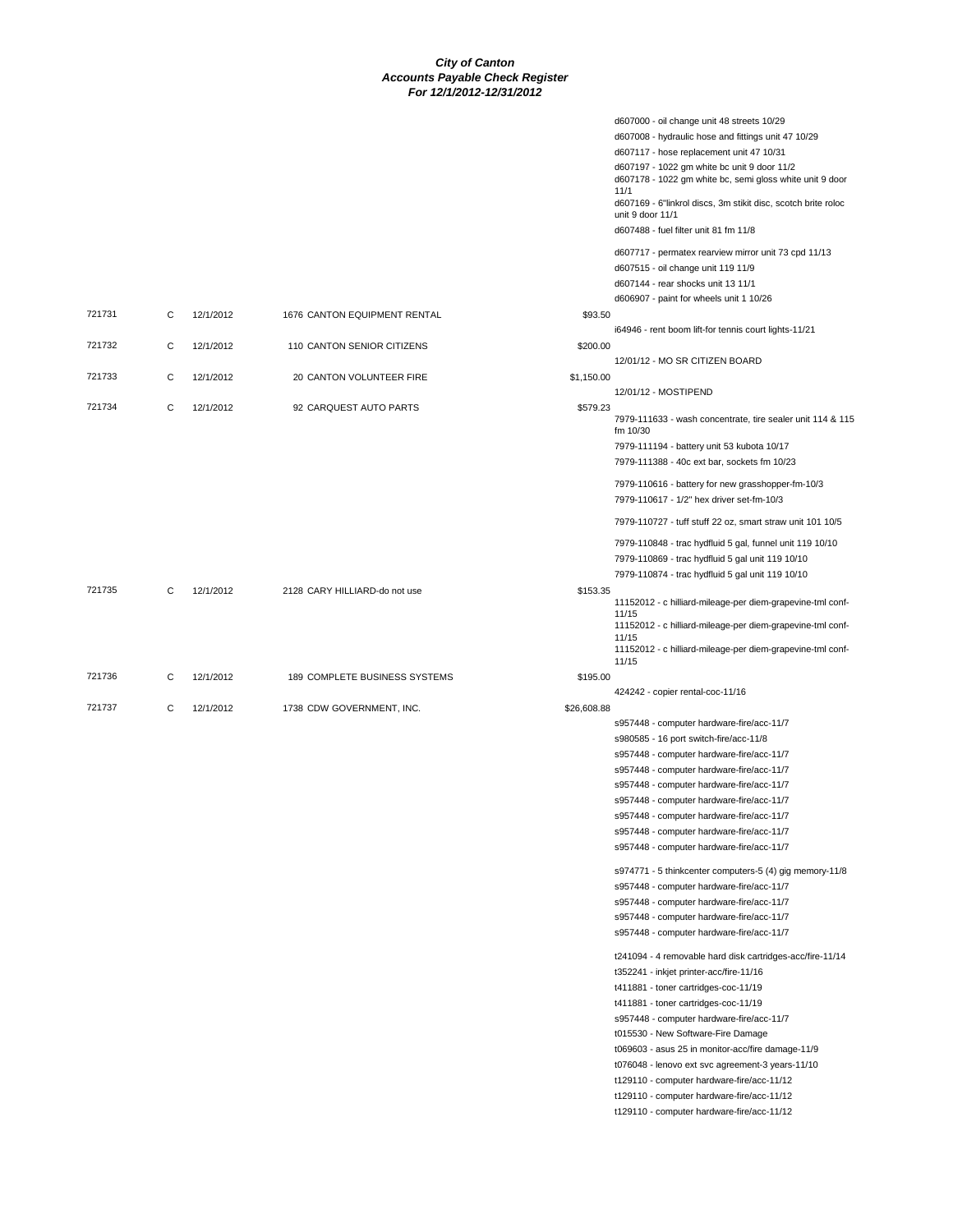***City of Canton***
***Accounts Payable Check Register***
***For 12/1/2012-12/31/2012***

| Check | Type | Date | Vendor | Amount | Description |
|---|---|---|---|---|---|
| | | | | | d607000 - oil change unit 48 streets 10/29 |
| | | | | | d607008 - hydraulic hose and fittings unit 47 10/29 |
| | | | | | d607117 - hose replacement unit 47 10/31 |
| | | | | | d607197 - 1022 gm white bc unit 9 door 11/2 |
| | | | | | d607178 - 1022 gm white bc, semi gloss white unit 9 door 11/1 |
| | | | | | d607169 - 6"linkrol discs, 3m stikit disc, scotch brite roloc unit 9 door 11/1 |
| | | | | | d607488 - fuel filter unit 81 fm 11/8 |
| | | | | | d607717 - permatex rearview mirror unit 73 cpd 11/13 |
| | | | | | d607515 - oil change unit 119 11/9 |
| | | | | | d607144 - rear shocks unit 13 11/1 |
| | | | | | d606907 - paint for wheels unit 1 10/26 |
| 721731 | C | 12/1/2012 | 1676 CANTON EQUIPMENT RENTAL | $93.50 | |
| | | | | | i64946 - rent boom lift-for tennis court lights-11/21 |
| 721732 | C | 12/1/2012 | 110 CANTON SENIOR CITIZENS | $200.00 | |
| | | | | | 12/01/12 - MO SR CITIZEN BOARD |
| 721733 | C | 12/1/2012 | 20 CANTON VOLUNTEER FIRE | $1,150.00 | |
| | | | | | 12/01/12 - MOSTIPEND |
| 721734 | C | 12/1/2012 | 92 CARQUEST AUTO PARTS | $579.23 | |
| | | | | | 7979-111633 - wash concentrate, tire sealer unit 114 & 115 fm 10/30 |
| | | | | | 7979-111194 - battery unit 53 kubota 10/17 |
| | | | | | 7979-111388 - 40c ext bar, sockets fm 10/23 |
| | | | | | 7979-110616 - battery for new grasshopper-fm-10/3 |
| | | | | | 7979-110617 - 1/2" hex driver set-fm-10/3 |
| | | | | | 7979-110727 - tuff stuff 22 oz, smart straw unit 101 10/5 |
| | | | | | 7979-110848 - trac hydfluid 5 gal, funnel unit 119 10/10 |
| | | | | | 7979-110869 - trac hydfluid 5 gal unit 119 10/10 |
| | | | | | 7979-110874 - trac hydfluid 5 gal unit 119 10/10 |
| 721735 | C | 12/1/2012 | 2128 CARY HILLIARD-do not use | $153.35 | |
| | | | | | 11152012 - c hilliard-mileage-per diem-grapevine-tml conf-11/15 |
| | | | | | 11152012 - c hilliard-mileage-per diem-grapevine-tml conf-11/15 |
| | | | | | 11152012 - c hilliard-mileage-per diem-grapevine-tml conf-11/15 |
| 721736 | C | 12/1/2012 | 189 COMPLETE BUSINESS SYSTEMS | $195.00 | |
| | | | | | 424242 - copier rental-coc-11/16 |
| 721737 | C | 12/1/2012 | 1738 CDW GOVERNMENT, INC. | $26,608.88 | |
| | | | | | s957448 - computer hardware-fire/acc-11/7 |
| | | | | | s980585 - 16 port switch-fire/acc-11/8 |
| | | | | | s957448 - computer hardware-fire/acc-11/7 |
| | | | | | s957448 - computer hardware-fire/acc-11/7 |
| | | | | | s957448 - computer hardware-fire/acc-11/7 |
| | | | | | s957448 - computer hardware-fire/acc-11/7 |
| | | | | | s957448 - computer hardware-fire/acc-11/7 |
| | | | | | s957448 - computer hardware-fire/acc-11/7 |
| | | | | | s957448 - computer hardware-fire/acc-11/7 |
| | | | | | s974771 - 5 thinkcenter computers-5 (4) gig memory-11/8 |
| | | | | | s957448 - computer hardware-fire/acc-11/7 |
| | | | | | s957448 - computer hardware-fire/acc-11/7 |
| | | | | | s957448 - computer hardware-fire/acc-11/7 |
| | | | | | s957448 - computer hardware-fire/acc-11/7 |
| | | | | | t241094 - 4 removable hard disk cartridges-acc/fire-11/14 |
| | | | | | t352241 - inkjet printer-acc/fire-11/16 |
| | | | | | t411881 - toner cartridges-coc-11/19 |
| | | | | | t411881 - toner cartridges-coc-11/19 |
| | | | | | s957448 - computer hardware-fire/acc-11/7 |
| | | | | | t015530 - New Software-Fire Damage |
| | | | | | t069603 - asus 25 in monitor-acc/fire damage-11/9 |
| | | | | | t076048 - lenovo ext svc agreement-3 years-11/10 |
| | | | | | t129110 - computer hardware-fire/acc-11/12 |
| | | | | | t129110 - computer hardware-fire/acc-11/12 |
| | | | | | t129110 - computer hardware-fire/acc-11/12 |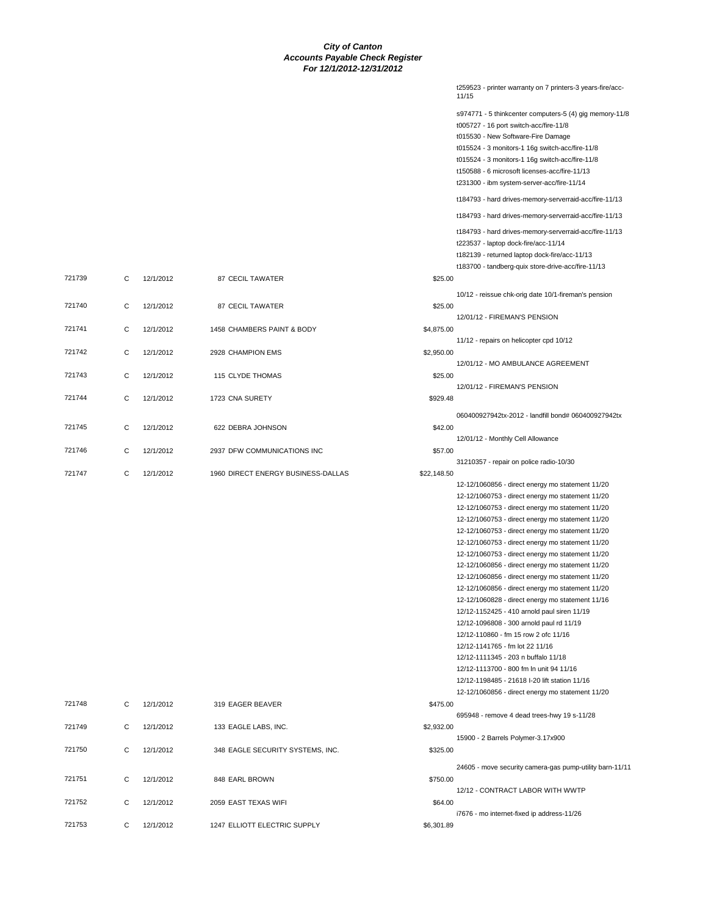# City of Canton
## Accounts Payable Check Register
### For 12/1/2012-12/31/2012

| Check # | Type | Date | Vendor | Amount | Description |
|---|---|---|---|---|---|
| | | | | | t259523 - printer warranty on 7 printers-3 years-fire/acc-11/15 |
| | | | | | s974771 - 5 thinkcenter computers-5 (4) gig memory-11/8 |
| | | | | | t005727 - 16 port switch-acc/fire-11/8 |
| | | | | | t015530 - New Software-Fire Damage |
| | | | | | t015524 - 3 monitors-1 16g switch-acc/fire-11/8 |
| | | | | | t015524 - 3 monitors-1 16g switch-acc/fire-11/8 |
| | | | | | t150588 - 6 microsoft licenses-acc/fire-11/13 |
| | | | | | t231300 - ibm system-server-acc/fire-11/14 |
| | | | | | t184793 - hard drives-memory-serverraid-acc/fire-11/13 |
| | | | | | t184793 - hard drives-memory-serverraid-acc/fire-11/13 |
| | | | | | t184793 - hard drives-memory-serverraid-acc/fire-11/13 |
| | | | | | t223537 - laptop dock-fire/acc-11/14 |
| | | | | | t182139 - returned laptop dock-fire/acc-11/13 |
| | | | | | t183700 - tandberg-quix store-drive-acc/fire-11/13 |
| 721739 | C | 12/1/2012 | 87 CECIL TAWATER | $25.00 | |
| | | | | | 10/12 - reissue chk-orig date 10/1-fireman's pension |
| 721740 | C | 12/1/2012 | 87 CECIL TAWATER | $25.00 | |
| | | | | | 12/01/12 - FIREMAN'S PENSION |
| 721741 | C | 12/1/2012 | 1458 CHAMBERS PAINT & BODY | $4,875.00 | |
| | | | | | 11/12 - repairs on helicopter cpd 10/12 |
| 721742 | C | 12/1/2012 | 2928 CHAMPION EMS | $2,950.00 | |
| | | | | | 12/01/12 - MO AMBULANCE AGREEMENT |
| 721743 | C | 12/1/2012 | 115 CLYDE THOMAS | $25.00 | |
| | | | | | 12/01/12 - FIREMAN'S PENSION |
| 721744 | C | 12/1/2012 | 1723 CNA SURETY | $929.48 | |
| | | | | | 060400927942tx-2012 - landfill bond# 060400927942tx |
| 721745 | C | 12/1/2012 | 622 DEBRA JOHNSON | $42.00 | |
| | | | | | 12/01/12 - Monthly Cell Allowance |
| 721746 | C | 12/1/2012 | 2937 DFW COMMUNICATIONS INC | $57.00 | |
| | | | | | 31210357 - repair on police radio-10/30 |
| 721747 | C | 12/1/2012 | 1960 DIRECT ENERGY BUSINESS-DALLAS | $22,148.50 | |
| | | | | | 12-12/1060856 - direct energy mo statement 11/20 |
| | | | | | 12-12/1060753 - direct energy mo statement 11/20 |
| | | | | | 12-12/1060753 - direct energy mo statement 11/20 |
| | | | | | 12-12/1060753 - direct energy mo statement 11/20 |
| | | | | | 12-12/1060753 - direct energy mo statement 11/20 |
| | | | | | 12-12/1060753 - direct energy mo statement 11/20 |
| | | | | | 12-12/1060753 - direct energy mo statement 11/20 |
| | | | | | 12-12/1060856 - direct energy mo statement 11/20 |
| | | | | | 12-12/1060856 - direct energy mo statement 11/20 |
| | | | | | 12-12/1060856 - direct energy mo statement 11/20 |
| | | | | | 12-12/1060828 - direct energy mo statement 11/16 |
| | | | | | 12/12-1152425 - 410 arnold paul siren 11/19 |
| | | | | | 12/12-1096808 - 300 arnold paul rd 11/19 |
| | | | | | 12/12-110860 - fm 15 row 2 ofc 11/16 |
| | | | | | 12/12-1141765 - fm lot 22 11/16 |
| | | | | | 12/12-1111345 - 203 n buffalo 11/18 |
| | | | | | 12/12-1113700 - 800 fm ln unit 94 11/16 |
| | | | | | 12/12-1198485 - 21618 I-20 lift station 11/16 |
| | | | | | 12-12/1060856 - direct energy mo statement 11/20 |
| 721748 | C | 12/1/2012 | 319 EAGER BEAVER | $475.00 | |
| | | | | | 695948 - remove 4 dead trees-hwy 19 s-11/28 |
| 721749 | C | 12/1/2012 | 133 EAGLE LABS, INC. | $2,932.00 | |
| | | | | | 15900 - 2 Barrels Polymer-3.17x900 |
| 721750 | C | 12/1/2012 | 348 EAGLE SECURITY SYSTEMS, INC. | $325.00 | |
| | | | | | 24605 - move security camera-gas pump-utility barn-11/11 |
| 721751 | C | 12/1/2012 | 848 EARL BROWN | $750.00 | |
| | | | | | 12/12 - CONTRACT LABOR WITH WWTP |
| 721752 | C | 12/1/2012 | 2059 EAST TEXAS WIFI | $64.00 | |
| | | | | | i7676 - mo internet-fixed ip address-11/26 |
| 721753 | C | 12/1/2012 | 1247 ELLIOTT ELECTRIC SUPPLY | $6,301.89 | |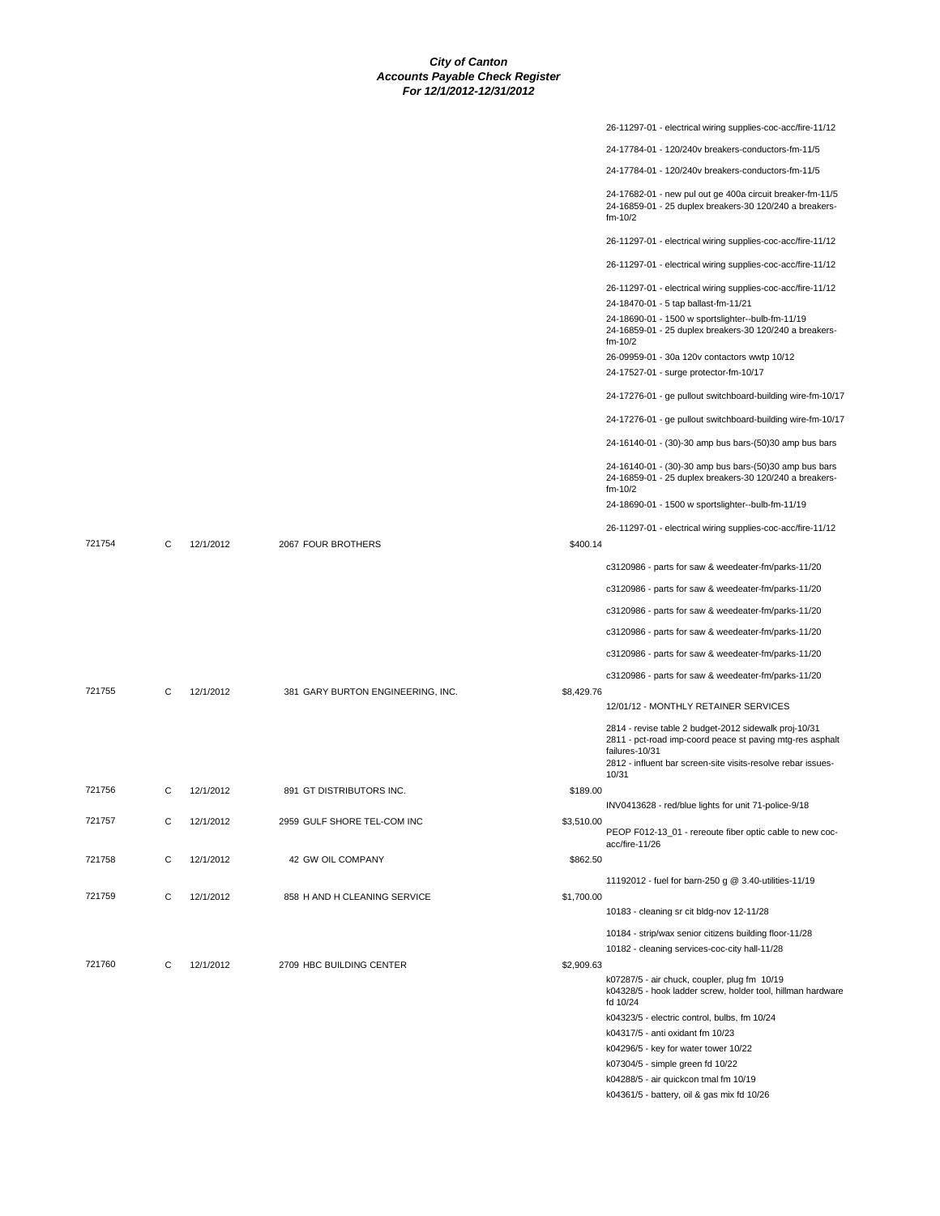# City of Canton
## Accounts Payable Check Register
### For 12/1/2012-12/31/2012

| Check # | Type | Date | Vendor | Amount | Description |
|---|---|---|---|---|---|
| | | | | | 26-11297-01 - electrical wiring supplies-coc-acc/fire-11/12 |
| | | | | | 24-17784-01 - 120/240v breakers-conductors-fm-11/5 |
| | | | | | 24-17784-01 - 120/240v breakers-conductors-fm-11/5 |
| | | | | | 24-17682-01 - new pul out ge 400a circuit breaker-fm-11/5 |
| | | | | | 24-16859-01 - 25 duplex breakers-30 120/240 a breakers-fm-10/2 |
| | | | | | 26-11297-01 - electrical wiring supplies-coc-acc/fire-11/12 |
| | | | | | 26-11297-01 - electrical wiring supplies-coc-acc/fire-11/12 |
| | | | | | 26-11297-01 - electrical wiring supplies-coc-acc/fire-11/12 |
| | | | | | 24-18470-01 - 5 tap ballast-fm-11/21 |
| | | | | | 24-18690-01 - 1500 w sportslighter--bulb-fm-11/19 |
| | | | | | 24-16859-01 - 25 duplex breakers-30 120/240 a breakers-fm-10/2 |
| | | | | | 26-09959-01 - 30a 120v contactors wwtp 10/12 |
| | | | | | 24-17527-01 - surge protector-fm-10/17 |
| | | | | | 24-17276-01 - ge pullout switchboard-building wire-fm-10/17 |
| | | | | | 24-17276-01 - ge pullout switchboard-building wire-fm-10/17 |
| | | | | | 24-16140-01 - (30)-30 amp bus bars-(50)30 amp bus bars |
| | | | | | 24-16140-01 - (30)-30 amp bus bars-(50)30 amp bus bars |
| | | | | | 24-16859-01 - 25 duplex breakers-30 120/240 a breakers-fm-10/2 |
| | | | | | 24-18690-01 - 1500 w sportslighter--bulb-fm-11/19 |
| | | | | | 26-11297-01 - electrical wiring supplies-coc-acc/fire-11/12 |
| 721754 | C | 12/1/2012 | 2067 FOUR BROTHERS | $400.14 | |
| | | | | | c3120986 - parts for saw & weedeater-fm/parks-11/20 |
| | | | | | c3120986 - parts for saw & weedeater-fm/parks-11/20 |
| | | | | | c3120986 - parts for saw & weedeater-fm/parks-11/20 |
| | | | | | c3120986 - parts for saw & weedeater-fm/parks-11/20 |
| | | | | | c3120986 - parts for saw & weedeater-fm/parks-11/20 |
| | | | | | c3120986 - parts for saw & weedeater-fm/parks-11/20 |
| 721755 | C | 12/1/2012 | 381 GARY BURTON ENGINEERING, INC. | $8,429.76 | |
| | | | | | 12/01/12 - MONTHLY RETAINER SERVICES |
| | | | | | 2814 - revise table 2 budget-2012 sidewalk proj-10/31 |
| | | | | | 2811 - pct-road imp-coord peace st paving mtg-res asphalt failures-10/31 |
| | | | | | 2812 - influent bar screen-site visits-resolve rebar issues-10/31 |
| 721756 | C | 12/1/2012 | 891 GT DISTRIBUTORS INC. | $189.00 | |
| | | | | | INV0413628 - red/blue lights for unit 71-police-9/18 |
| 721757 | C | 12/1/2012 | 2959 GULF SHORE TEL-COM INC | $3,510.00 | |
| | | | | | PEOP F012-13_01 - rereoute fiber optic cable to new coc-acc/fire-11/26 |
| 721758 | C | 12/1/2012 | 42 GW OIL COMPANY | $862.50 | |
| | | | | | 11192012 - fuel for barn-250 g @ 3.40-utilities-11/19 |
| 721759 | C | 12/1/2012 | 858 H AND H CLEANING SERVICE | $1,700.00 | |
| | | | | | 10183 - cleaning sr cit bldg-nov 12-11/28 |
| | | | | | 10184 - strip/wax senior citizens building floor-11/28 |
| | | | | | 10182 - cleaning services-coc-city hall-11/28 |
| 721760 | C | 12/1/2012 | 2709 HBC BUILDING CENTER | $2,909.63 | |
| | | | | | k07287/5 - air chuck, coupler, plug fm 10/19 |
| | | | | | k04328/5 - hook ladder screw, holder tool, hillman hardware fd 10/24 |
| | | | | | k04323/5 - electric control, bulbs, fm 10/24 |
| | | | | | k04317/5 - anti oxidant fm 10/23 |
| | | | | | k04296/5 - key for water tower 10/22 |
| | | | | | k07304/5 - simple green fd 10/22 |
| | | | | | k04288/5 - air quickcon tmal fm 10/19 |
| | | | | | k04361/5 - battery, oil & gas mix fd 10/26 |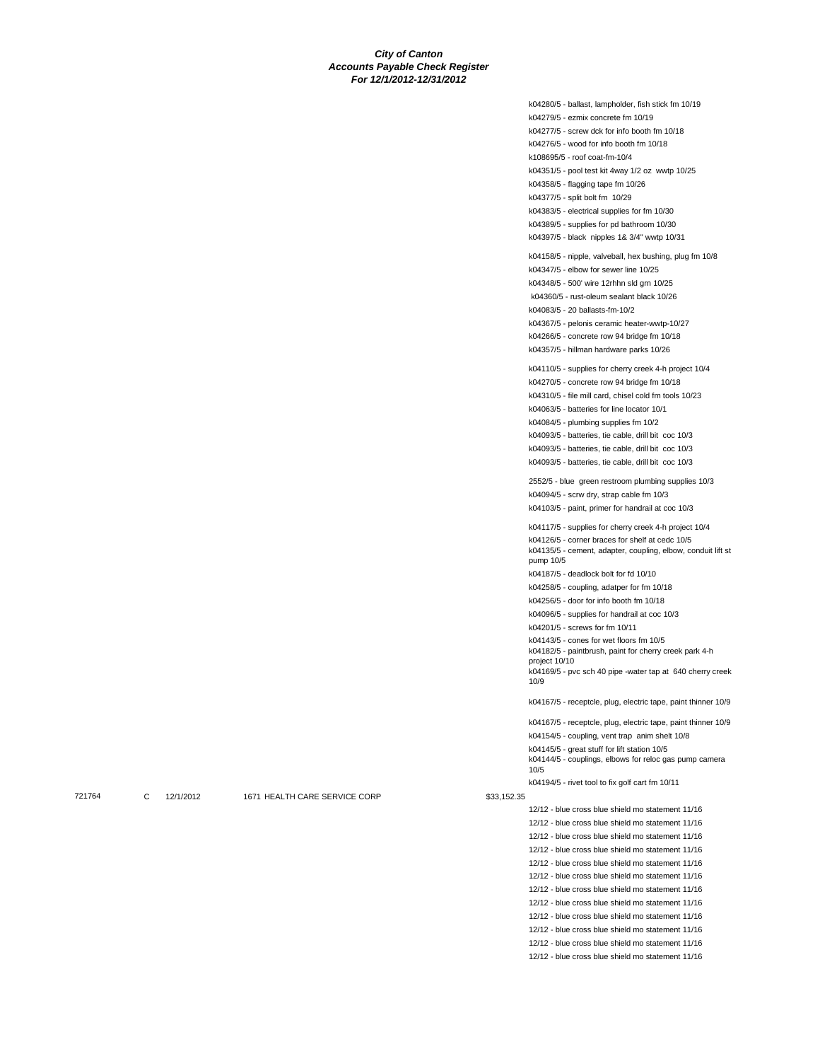***City of Canton***
***Accounts Payable Check Register***
***For 12/1/2012-12/31/2012***

| | | | | | |
|---|---|---|---|---|---|
| | | | | | k04280/5 - ballast, lampholder, fish stick fm 10/19 |
| | | | | | k04279/5 - ezmix concrete fm 10/19 |
| | | | | | k04277/5 - screw dck for info booth fm 10/18 |
| | | | | | k04276/5 - wood for info booth fm 10/18 |
| | | | | | k108695/5 - roof coat-fm-10/4 |
| | | | | | k04351/5 - pool test kit 4way 1/2 oz wwtp 10/25 |
| | | | | | k04358/5 - flagging tape fm 10/26 |
| | | | | | k04377/5 - split bolt fm 10/29 |
| | | | | | k04383/5 - electrical supplies for fm 10/30 |
| | | | | | k04389/5 - supplies for pd bathroom 10/30 |
| | | | | | k04397/5 - black nipples 1& 3/4" wwtp 10/31 |
| | | | | | k04158/5 - nipple, valveball, hex bushing, plug fm 10/8 |
| | | | | | k04347/5 - elbow for sewer line 10/25 |
| | | | | | k04348/5 - 500' wire 12rhhn sld grn 10/25 |
| | | | | | k04360/5 - rust-oleum sealant black 10/26 |
| | | | | | k04083/5 - 20 ballasts-fm-10/2 |
| | | | | | k04367/5 - pelonis ceramic heater-wwtp-10/27 |
| | | | | | k04266/5 - concrete row 94 bridge fm 10/18 |
| | | | | | k04357/5 - hillman hardware parks 10/26 |
| | | | | | k04110/5 - supplies for cherry creek 4-h project 10/4 |
| | | | | | k04270/5 - concrete row 94 bridge fm 10/18 |
| | | | | | k04310/5 - file mill card, chisel cold fm tools 10/23 |
| | | | | | k04063/5 - batteries for line locator 10/1 |
| | | | | | k04084/5 - plumbing supplies fm 10/2 |
| | | | | | k04093/5 - batteries, tie cable, drill bit coc 10/3 |
| | | | | | k04093/5 - batteries, tie cable, drill bit coc 10/3 |
| | | | | | k04093/5 - batteries, tie cable, drill bit coc 10/3 |
| | | | | | 2552/5 - blue green restroom plumbing supplies 10/3 |
| | | | | | k04094/5 - scrw dry, strap cable fm 10/3 |
| | | | | | k04103/5 - paint, primer for handrail at coc 10/3 |
| | | | | | k04117/5 - supplies for cherry creek 4-h project 10/4 |
| | | | | | k04126/5 - corner braces for shelf at cedc 10/5 |
| | | | | | k04135/5 - cement, adapter, coupling, elbow, conduit lift st pump 10/5 |
| | | | | | k04187/5 - deadlock bolt for fd 10/10 |
| | | | | | k04258/5 - coupling, adatper for fm 10/18 |
| | | | | | k04256/5 - door for info booth fm 10/18 |
| | | | | | k04096/5 - supplies for handrail at coc 10/3 |
| | | | | | k04201/5 - screws for fm 10/11 |
| | | | | | k04143/5 - cones for wet floors fm 10/5 |
| | | | | | k04182/5 - paintbrush, paint for cherry creek park 4-h project 10/10 |
| | | | | | k04169/5 - pvc sch 40 pipe -water tap at 640 cherry creek 10/9 |
| | | | | | k04167/5 - receptcle, plug, electric tape, paint thinner 10/9 |
| | | | | | k04167/5 - receptcle, plug, electric tape, paint thinner 10/9 |
| | | | | | k04154/5 - coupling, vent trap anim shelt 10/8 |
| | | | | | k04145/5 - great stuff for lift station 10/5 |
| | | | | | k04144/5 - couplings, elbows for reloc gas pump camera 10/5 |
| | | | | | k04194/5 - rivet tool to fix golf cart fm 10/11 |
| 721764 | C | 12/1/2012 | 1671 HEALTH CARE SERVICE CORP | $33,152.35 | |
| | | | | | 12/12 - blue cross blue shield mo statement 11/16 |
| | | | | | 12/12 - blue cross blue shield mo statement 11/16 |
| | | | | | 12/12 - blue cross blue shield mo statement 11/16 |
| | | | | | 12/12 - blue cross blue shield mo statement 11/16 |
| | | | | | 12/12 - blue cross blue shield mo statement 11/16 |
| | | | | | 12/12 - blue cross blue shield mo statement 11/16 |
| | | | | | 12/12 - blue cross blue shield mo statement 11/16 |
| | | | | | 12/12 - blue cross blue shield mo statement 11/16 |
| | | | | | 12/12 - blue cross blue shield mo statement 11/16 |
| | | | | | 12/12 - blue cross blue shield mo statement 11/16 |
| | | | | | 12/12 - blue cross blue shield mo statement 11/16 |
| | | | | | 12/12 - blue cross blue shield mo statement 11/16 |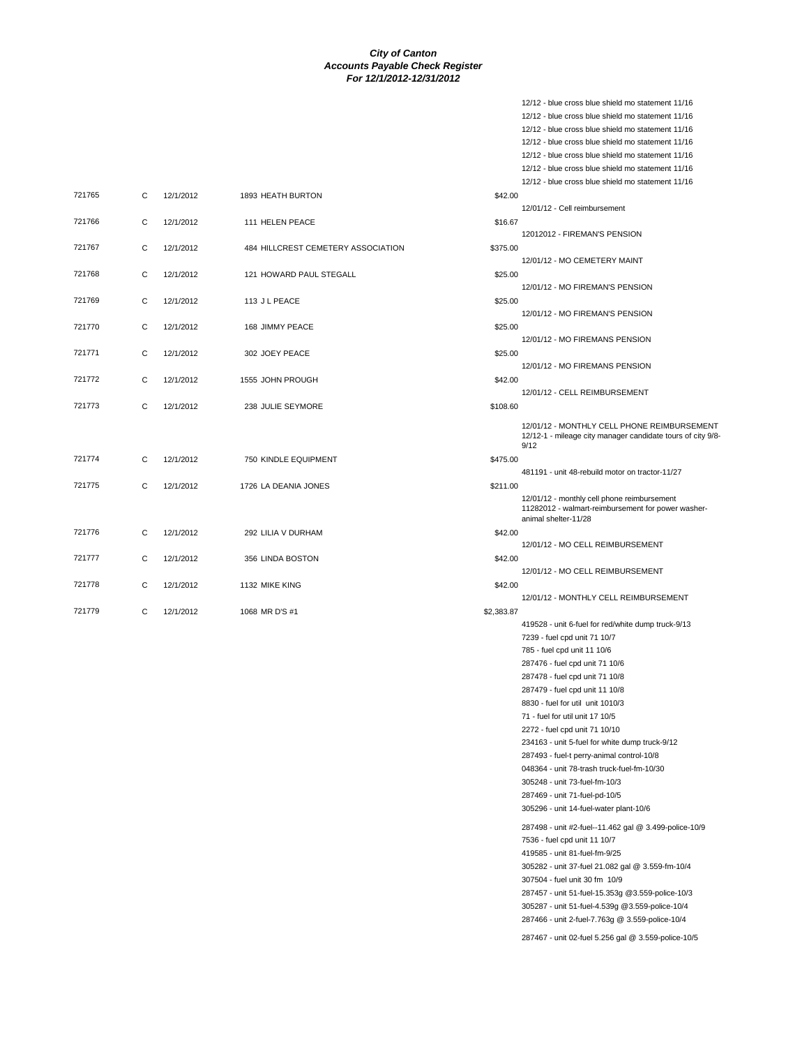***City of Canton***
***Accounts Payable Check Register***
***For 12/1/2012-12/31/2012***

| Check # | Type | Date | Vendor | Amount | Description |
|---|---|---|---|---|---|
| | | | | | 12/12 - blue cross blue shield mo statement 11/16 |
| | | | | | 12/12 - blue cross blue shield mo statement 11/16 |
| | | | | | 12/12 - blue cross blue shield mo statement 11/16 |
| | | | | | 12/12 - blue cross blue shield mo statement 11/16 |
| | | | | | 12/12 - blue cross blue shield mo statement 11/16 |
| | | | | | 12/12 - blue cross blue shield mo statement 11/16 |
| | | | | | 12/12 - blue cross blue shield mo statement 11/16 |
| 721765 | C | 12/1/2012 | 1893 HEATH BURTON | $42.00 | |
| | | | | | 12/01/12 - Cell reimbursement |
| 721766 | C | 12/1/2012 | 111 HELEN PEACE | $16.67 | |
| | | | | | 12012012 - FIREMAN'S PENSION |
| 721767 | C | 12/1/2012 | 484 HILLCREST CEMETERY ASSOCIATION | $375.00 | |
| | | | | | 12/01/12 - MO CEMETERY MAINT |
| 721768 | C | 12/1/2012 | 121 HOWARD PAUL STEGALL | $25.00 | |
| | | | | | 12/01/12 - MO FIREMAN'S PENSION |
| 721769 | C | 12/1/2012 | 113 J L PEACE | $25.00 | |
| | | | | | 12/01/12 - MO FIREMAN'S PENSION |
| 721770 | C | 12/1/2012 | 168 JIMMY PEACE | $25.00 | |
| | | | | | 12/01/12 - MO FIREMANS PENSION |
| 721771 | C | 12/1/2012 | 302 JOEY PEACE | $25.00 | |
| | | | | | 12/01/12 - MO FIREMANS PENSION |
| 721772 | C | 12/1/2012 | 1555 JOHN PROUGH | $42.00 | |
| | | | | | 12/01/12 - CELL REIMBURSEMENT |
| 721773 | C | 12/1/2012 | 238 JULIE SEYMORE | $108.60 | |
| | | | | | 12/01/12 - MONTHLY CELL PHONE REIMBURSEMENT |
| | | | | | 12/12-1 - mileage city manager candidate tours of city 9/8-9/12 |
| 721774 | C | 12/1/2012 | 750 KINDLE EQUIPMENT | $475.00 | |
| | | | | | 481191 - unit 48-rebuild motor on tractor-11/27 |
| 721775 | C | 12/1/2012 | 1726 LA DEANIA JONES | $211.00 | |
| | | | | | 12/01/12 - monthly cell phone reimbursement |
| | | | | | 11282012 - walmart-reimbursement for power washer-animal shelter-11/28 |
| 721776 | C | 12/1/2012 | 292 LILIA V DURHAM | $42.00 | |
| | | | | | 12/01/12 - MO CELL REIMBURSEMENT |
| 721777 | C | 12/1/2012 | 356 LINDA BOSTON | $42.00 | |
| | | | | | 12/01/12 - MO CELL REIMBURSEMENT |
| 721778 | C | 12/1/2012 | 1132 MIKE KING | $42.00 | |
| | | | | | 12/01/12 - MONTHLY CELL REIMBURSEMENT |
| 721779 | C | 12/1/2012 | 1068 MR D'S #1 | $2,383.87 | |
| | | | | | 419528 - unit 6-fuel for red/white dump truck-9/13 |
| | | | | | 7239 - fuel cpd unit 71 10/7 |
| | | | | | 785 - fuel cpd unit 11 10/6 |
| | | | | | 287476 - fuel cpd unit 71 10/6 |
| | | | | | 287478 - fuel cpd unit 71 10/8 |
| | | | | | 287479 - fuel cpd unit 11 10/8 |
| | | | | | 8830 - fuel for util unit 1010/3 |
| | | | | | 71 - fuel for util unit 17 10/5 |
| | | | | | 2272 - fuel cpd unit 71 10/10 |
| | | | | | 234163 - unit 5-fuel for white dump truck-9/12 |
| | | | | | 287493 - fuel-t perry-animal control-10/8 |
| | | | | | 048364 - unit 78-trash truck-fuel-fm-10/30 |
| | | | | | 305248 - unit 73-fuel-fm-10/3 |
| | | | | | 287469 - unit 71-fuel-pd-10/5 |
| | | | | | 305296 - unit 14-fuel-water plant-10/6 |
| | | | | | 287498 - unit #2-fuel--11.462 gal @ 3.499-police-10/9 |
| | | | | | 7536 - fuel cpd unit 11 10/7 |
| | | | | | 419585 - unit 81-fuel-fm-9/25 |
| | | | | | 305282 - unit 37-fuel 21.082 gal @ 3.559-fm-10/4 |
| | | | | | 307504 - fuel unit 30 fm 10/9 |
| | | | | | 287457 - unit 51-fuel-15.353g @3.559-police-10/3 |
| | | | | | 305287 - unit 51-fuel-4.539g @3.559-police-10/4 |
| | | | | | 287466 - unit 2-fuel-7.763g @ 3.559-police-10/4 |
| | | | | | 287467 - unit 02-fuel 5.256 gal @ 3.559-police-10/5 |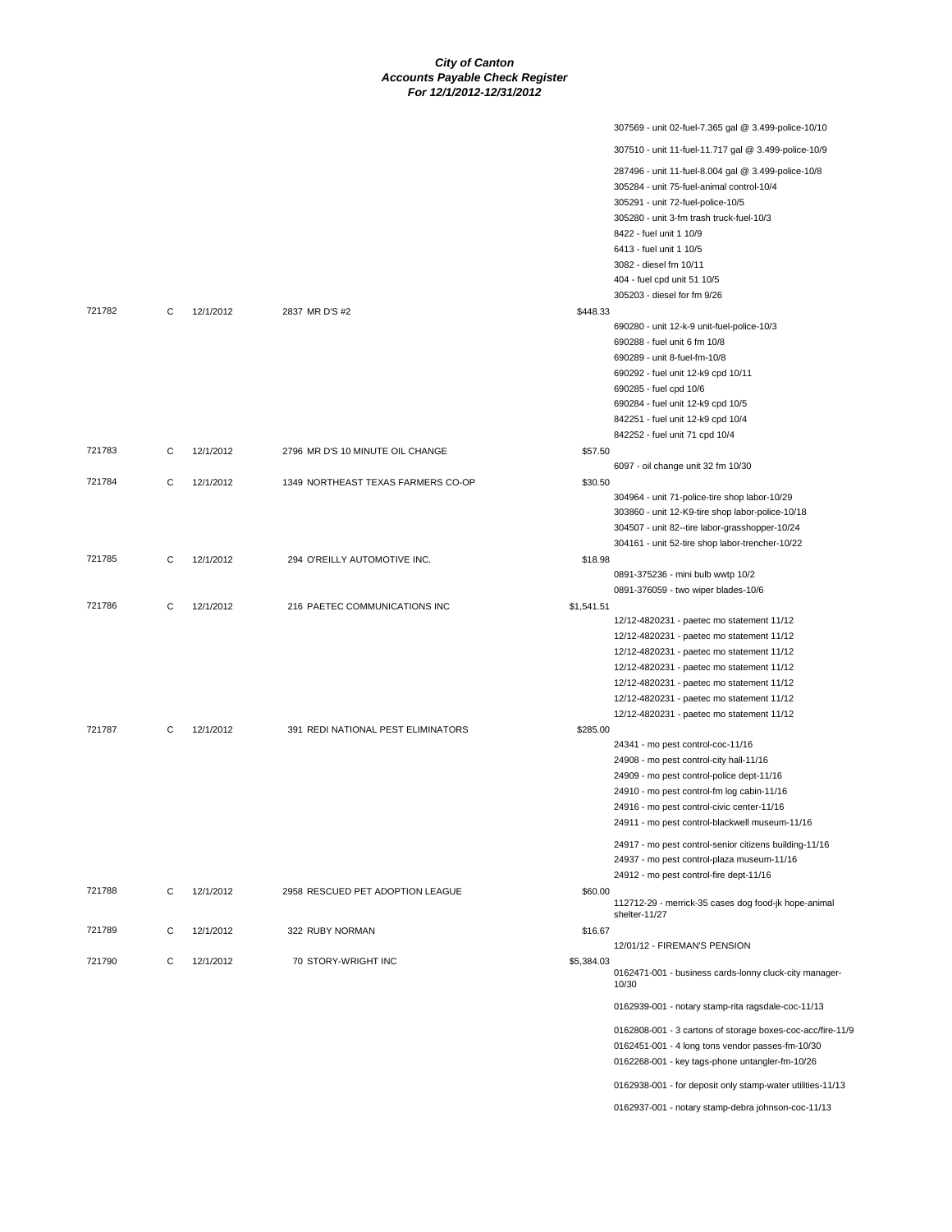# City of Canton
## Accounts Payable Check Register
### For 12/1/2012-12/31/2012

| Check | Type | Date | Vendor | Amount | Description |
|---|---|---|---|---|---|
| | | | | | 307569 - unit 02-fuel-7.365 gal @ 3.499-police-10/10 |
| | | | | | 307510 - unit 11-fuel-11.717 gal @ 3.499-police-10/9 |
| | | | | | 287496 - unit 11-fuel-8.004 gal @ 3.499-police-10/8 |
| | | | | | 305284 - unit 75-fuel-animal control-10/4 |
| | | | | | 305291 - unit 72-fuel-police-10/5 |
| | | | | | 305280 - unit 3-fm trash truck-fuel-10/3 |
| | | | | | 8422 - fuel unit 1 10/9 |
| | | | | | 6413 - fuel unit 1 10/5 |
| | | | | | 3082 - diesel fm 10/11 |
| | | | | | 404 - fuel cpd unit 51 10/5 |
| | | | | | 305203 - diesel for fm 9/26 |
| 721782 | C | 12/1/2012 | 2837 MR D'S #2 | $448.33 | |
| | | | | | 690280 - unit 12-k-9 unit-fuel-police-10/3 |
| | | | | | 690288 - fuel unit 6 fm 10/8 |
| | | | | | 690289 - unit 8-fuel-fm-10/8 |
| | | | | | 690292 - fuel unit 12-k9 cpd 10/11 |
| | | | | | 690285 - fuel cpd 10/6 |
| | | | | | 690284 - fuel unit 12-k9 cpd 10/5 |
| | | | | | 842251 - fuel unit 12-k9 cpd 10/4 |
| | | | | | 842252 - fuel unit 71 cpd 10/4 |
| 721783 | C | 12/1/2012 | 2796 MR D'S 10 MINUTE OIL CHANGE | $57.50 | |
| | | | | | 6097 - oil change unit 32 fm 10/30 |
| 721784 | C | 12/1/2012 | 1349 NORTHEAST TEXAS FARMERS CO-OP | $30.50 | |
| | | | | | 304964 - unit 71-police-tire shop labor-10/29 |
| | | | | | 303860 - unit 12-K9-tire shop labor-police-10/18 |
| | | | | | 304507 - unit 82--tire labor-grasshopper-10/24 |
| | | | | | 304161 - unit 52-tire shop labor-trencher-10/22 |
| 721785 | C | 12/1/2012 | 294 O'REILLY AUTOMOTIVE INC. | $18.98 | |
| | | | | | 0891-375236 - mini bulb wwtp 10/2 |
| | | | | | 0891-376059 - two wiper blades-10/6 |
| 721786 | C | 12/1/2012 | 216 PAETEC COMMUNICATIONS INC | $1,541.51 | |
| | | | | | 12/12-4820231 - paetec mo statement 11/12 |
| | | | | | 12/12-4820231 - paetec mo statement 11/12 |
| | | | | | 12/12-4820231 - paetec mo statement 11/12 |
| | | | | | 12/12-4820231 - paetec mo statement 11/12 |
| | | | | | 12/12-4820231 - paetec mo statement 11/12 |
| | | | | | 12/12-4820231 - paetec mo statement 11/12 |
| | | | | | 12/12-4820231 - paetec mo statement 11/12 |
| 721787 | C | 12/1/2012 | 391 REDI NATIONAL PEST ELIMINATORS | $285.00 | |
| | | | | | 24341 - mo pest control-coc-11/16 |
| | | | | | 24908 - mo pest control-city hall-11/16 |
| | | | | | 24909 - mo pest control-police dept-11/16 |
| | | | | | 24910 - mo pest control-fm log cabin-11/16 |
| | | | | | 24916 - mo pest control-civic center-11/16 |
| | | | | | 24911 - mo pest control-blackwell museum-11/16 |
| | | | | | 24917 - mo pest control-senior citizens building-11/16 |
| | | | | | 24937 - mo pest control-plaza museum-11/16 |
| | | | | | 24912 - mo pest control-fire dept-11/16 |
| 721788 | C | 12/1/2012 | 2958 RESCUED PET ADOPTION LEAGUE | $60.00 | |
| | | | | | 112712-29 - merrick-35 cases dog food-jk hope-animal shelter-11/27 |
| 721789 | C | 12/1/2012 | 322 RUBY NORMAN | $16.67 | |
| | | | | | 12/01/12 - FIREMAN'S PENSION |
| 721790 | C | 12/1/2012 | 70 STORY-WRIGHT INC | $5,384.03 | |
| | | | | | 0162471-001 - business cards-lonny cluck-city manager-10/30 |
| | | | | | 0162939-001 - notary stamp-rita ragsdale-coc-11/13 |
| | | | | | 0162808-001 - 3 cartons of storage boxes-coc-acc/fire-11/9 |
| | | | | | 0162451-001 - 4 long tons vendor passes-fm-10/30 |
| | | | | | 0162268-001 - key tags-phone untangler-fm-10/26 |
| | | | | | 0162938-001 - for deposit only stamp-water utilities-11/13 |
| | | | | | 0162937-001 - notary stamp-debra johnson-coc-11/13 |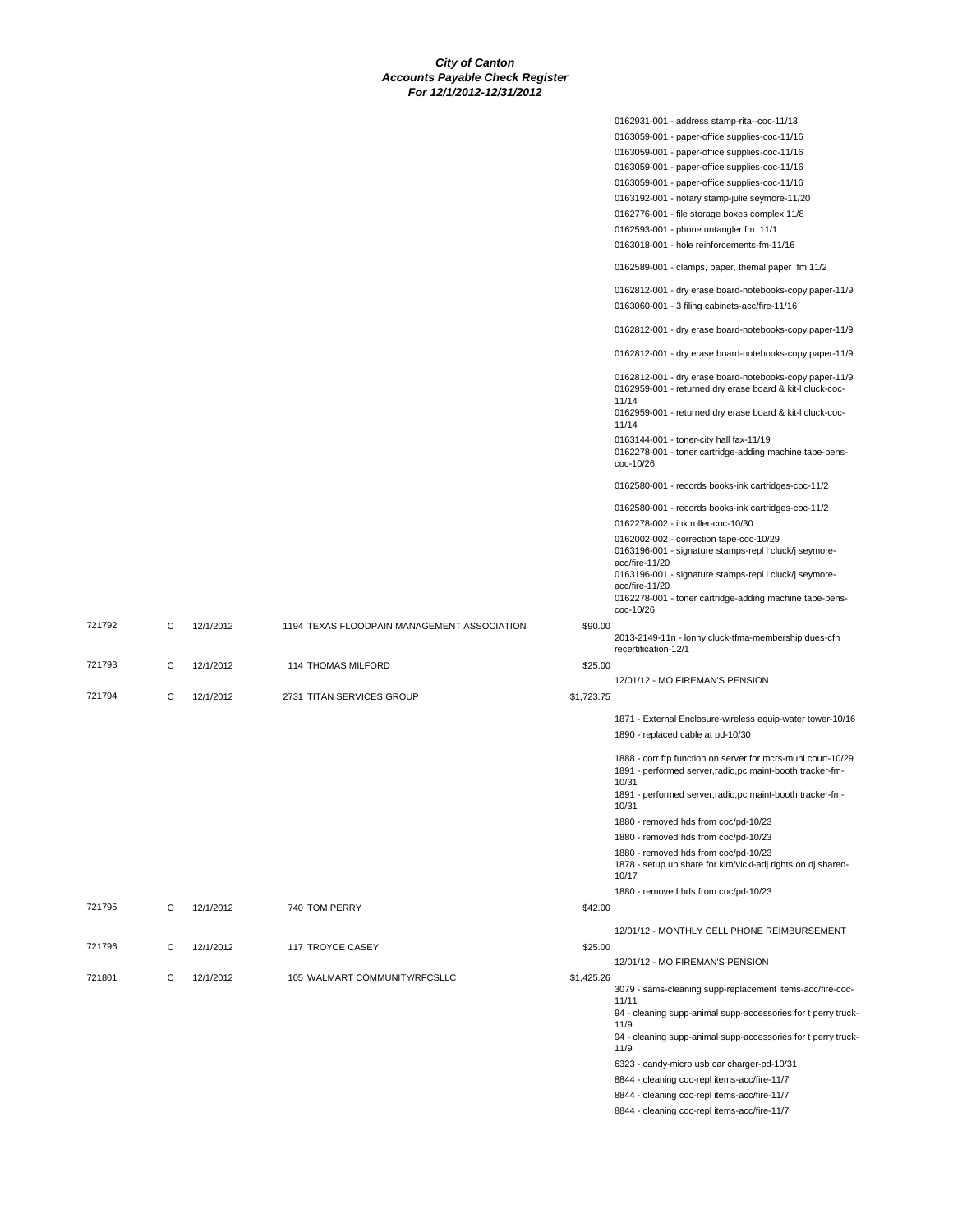**City of Canton**
**Accounts Payable Check Register**
**For 12/1/2012-12/31/2012**

| Check | Type | Date | Vendor | Amount | Description |
|---|---|---|---|---|---|
| | | | | | 0162931-001 - address stamp-rita--coc-11/13 |
| | | | | | 0163059-001 - paper-office supplies-coc-11/16 |
| | | | | | 0163059-001 - paper-office supplies-coc-11/16 |
| | | | | | 0163059-001 - paper-office supplies-coc-11/16 |
| | | | | | 0163059-001 - paper-office supplies-coc-11/16 |
| | | | | | 0163192-001 - notary stamp-julie seymore-11/20 |
| | | | | | 0162776-001 - file storage boxes complex 11/8 |
| | | | | | 0162593-001 - phone untangler fm 11/1 |
| | | | | | 0163018-001 - hole reinforcements-fm-11/16 |
| | | | | | 0162589-001 - clamps, paper, themal paper fm 11/2 |
| | | | | | 0162812-001 - dry erase board-notebooks-copy paper-11/9 |
| | | | | | 0163060-001 - 3 filing cabinets-acc/fire-11/16 |
| | | | | | 0162812-001 - dry erase board-notebooks-copy paper-11/9 |
| | | | | | 0162812-001 - dry erase board-notebooks-copy paper-11/9 |
| | | | | | 0162812-001 - dry erase board-notebooks-copy paper-11/9 |
| | | | | | 0162959-001 - returned dry erase board & kit-l cluck-coc-11/14 |
| | | | | | 0162959-001 - returned dry erase board & kit-l cluck-coc-11/14 |
| | | | | | 0163144-001 - toner-city hall fax-11/19 |
| | | | | | 0162278-001 - toner cartridge-adding machine tape-pens-coc-10/26 |
| | | | | | 0162580-001 - records books-ink cartridges-coc-11/2 |
| | | | | | 0162580-001 - records books-ink cartridges-coc-11/2 |
| | | | | | 0162278-002 - ink roller-coc-10/30 |
| | | | | | 0162002-002 - correction tape-coc-10/29 |
| | | | | | 0163196-001 - signature stamps-repl l cluck/j seymore-acc/fire-11/20 |
| | | | | | 0163196-001 - signature stamps-repl l cluck/j seymore-acc/fire-11/20 |
| | | | | | 0162278-001 - toner cartridge-adding machine tape-pens-coc-10/26 |
| 721792 | C | 12/1/2012 | 1194 TEXAS FLOODPAIN MANAGEMENT ASSOCIATION | $90.00 | |
| | | | | | 2013-2149-11n - lonny cluck-tfma-membership dues-cfn recertification-12/1 |
| 721793 | C | 12/1/2012 | 114 THOMAS MILFORD | $25.00 | |
| | | | | | 12/01/12 - MO FIREMAN'S PENSION |
| 721794 | C | 12/1/2012 | 2731 TITAN SERVICES GROUP | $1,723.75 | |
| | | | | | 1871 - External Enclosure-wireless equip-water tower-10/16 |
| | | | | | 1890 - replaced cable at pd-10/30 |
| | | | | | 1888 - corr ftp function on server for mcrs-muni court-10/29 |
| | | | | | 1891 - performed server,radio,pc maint-booth tracker-fm-10/31 |
| | | | | | 1891 - performed server,radio,pc maint-booth tracker-fm-10/31 |
| | | | | | 1880 - removed hds from coc/pd-10/23 |
| | | | | | 1880 - removed hds from coc/pd-10/23 |
| | | | | | 1880 - removed hds from coc/pd-10/23 |
| | | | | | 1878 - setup up share for kim/vicki-adj rights on dj shared-10/17 |
| | | | | | 1880 - removed hds from coc/pd-10/23 |
| 721795 | C | 12/1/2012 | 740 TOM PERRY | $42.00 | |
| | | | | | 12/01/12 - MONTHLY CELL PHONE REIMBURSEMENT |
| 721796 | C | 12/1/2012 | 117 TROYCE CASEY | $25.00 | |
| | | | | | 12/01/12 - MO FIREMAN'S PENSION |
| 721801 | C | 12/1/2012 | 105 WALMART COMMUNITY/RFCSLLC | $1,425.26 | |
| | | | | | 3079 - sams-cleaning supp-replacement items-acc/fire-coc-11/11 |
| | | | | | 94 - cleaning supp-animal supp-accessories for t perry truck-11/9 |
| | | | | | 94 - cleaning supp-animal supp-accessories for t perry truck-11/9 |
| | | | | | 6323 - candy-micro usb car charger-pd-10/31 |
| | | | | | 8844 - cleaning coc-repl items-acc/fire-11/7 |
| | | | | | 8844 - cleaning coc-repl items-acc/fire-11/7 |
| | | | | | 8844 - cleaning coc-repl items-acc/fire-11/7 |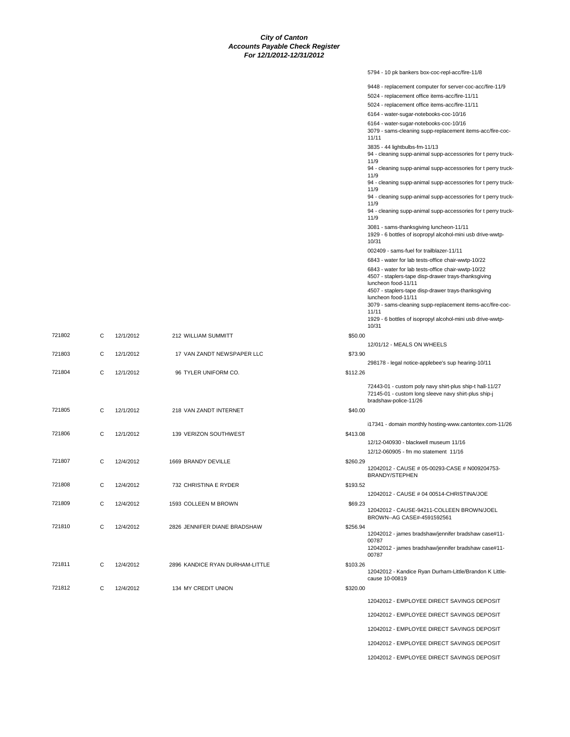# City of Canton
## Accounts Payable Check Register
### For 12/1/2012-12/31/2012

| Check # | Type | Date | Vendor | Amount | Description |
|---|---|---|---|---|---|
| | | | | | 5794 - 10 pk bankers box-coc-repl-acc/fire-11/8 |
| | | | | | 9448 - replacement computer for server-coc-acc/fire-11/9 |
| | | | | | 5024 - replacement office items-acc/fire-11/11 |
| | | | | | 5024 - replacement office items-acc/fire-11/11 |
| | | | | | 6164 - water-sugar-notebooks-coc-10/16 |
| | | | | | 6164 - water-sugar-notebooks-coc-10/16 |
| | | | | | 3079 - sams-cleaning supp-replacement items-acc/fire-coc-11/11 |
| | | | | | 3835 - 44 lightbulbs-fm-11/13 |
| | | | | | 94 - cleaning supp-animal supp-accessories for t perry truck-11/9 |
| | | | | | 94 - cleaning supp-animal supp-accessories for t perry truck-11/9 |
| | | | | | 94 - cleaning supp-animal supp-accessories for t perry truck-11/9 |
| | | | | | 94 - cleaning supp-animal supp-accessories for t perry truck-11/9 |
| | | | | | 94 - cleaning supp-animal supp-accessories for t perry truck-11/9 |
| | | | | | 3081 - sams-thanksgiving luncheon-11/11 |
| | | | | | 1929 - 6 bottles of isopropyl alcohol-mini usb drive-wwtp-10/31 |
| | | | | | 002409 - sams-fuel for trailblazer-11/11 |
| | | | | | 6843 - water for lab tests-office chair-wwtp-10/22 |
| | | | | | 6843 - water for lab tests-office chair-wwtp-10/22 |
| | | | | | 4507 - staplers-tape disp-drawer trays-thanksgiving luncheon food-11/11 |
| | | | | | 4507 - staplers-tape disp-drawer trays-thanksgiving luncheon food-11/11 |
| | | | | | 3079 - sams-cleaning supp-replacement items-acc/fire-coc-11/11 |
| | | | | | 1929 - 6 bottles of isopropyl alcohol-mini usb drive-wwtp-10/31 |
| 721802 | C | 12/1/2012 | 212 WILLIAM SUMMITT | $50.00 | |
| | | | | | 12/01/12 - MEALS ON WHEELS |
| 721803 | C | 12/1/2012 | 17 VAN ZANDT NEWSPAPER LLC | $73.90 | |
| | | | | | 298178 - legal notice-applebee's sup hearing-10/11 |
| 721804 | C | 12/1/2012 | 96 TYLER UNIFORM CO. | $112.26 | |
| | | | | | 72443-01 - custom poly navy shirt-plus ship-t hall-11/27 |
| | | | | | 72145-01 - custom long sleeve navy shirt-plus ship-j bradshaw-police-11/26 |
| 721805 | C | 12/1/2012 | 218 VAN ZANDT INTERNET | $40.00 | |
| | | | | | i17341 - domain monthly hosting-www.cantontex.com-11/26 |
| 721806 | C | 12/1/2012 | 139 VERIZON SOUTHWEST | $413.08 | |
| | | | | | 12/12-040930 - blackwell museum 11/16 |
| | | | | | 12/12-060905 - fm mo statement 11/16 |
| 721807 | C | 12/4/2012 | 1669 BRANDY DEVILLE | $260.29 | |
| | | | | | 12042012 - CAUSE # 05-00293-CASE # N009204753-BRANDY/STEPHEN |
| 721808 | C | 12/4/2012 | 732 CHRISTINA E RYDER | $193.52 | |
| | | | | | 12042012 - CAUSE # 04 00514-CHRISTINA/JOE |
| 721809 | C | 12/4/2012 | 1593 COLLEEN M BROWN | $69.23 | |
| | | | | | 12042012 - CAUSE-94211-COLLEEN BROWN/JOEL BROWN--AG CASE#-4591592561 |
| 721810 | C | 12/4/2012 | 2826 JENNIFER DIANE BRADSHAW | $256.94 | |
| | | | | | 12042012 - james bradshaw/jennifer bradshaw case#11-00787 |
| | | | | | 12042012 - james bradshaw/jennifer bradshaw case#11-00787 |
| 721811 | C | 12/4/2012 | 2896 KANDICE RYAN DURHAM-LITTLE | $103.26 | |
| | | | | | 12042012 - Kandice Ryan Durham-Little/Brandon K Little-cause 10-00819 |
| 721812 | C | 12/4/2012 | 134 MY CREDIT UNION | $320.00 | |
| | | | | | 12042012 - EMPLOYEE DIRECT SAVINGS DEPOSIT |
| | | | | | 12042012 - EMPLOYEE DIRECT SAVINGS DEPOSIT |
| | | | | | 12042012 - EMPLOYEE DIRECT SAVINGS DEPOSIT |
| | | | | | 12042012 - EMPLOYEE DIRECT SAVINGS DEPOSIT |
| | | | | | 12042012 - EMPLOYEE DIRECT SAVINGS DEPOSIT |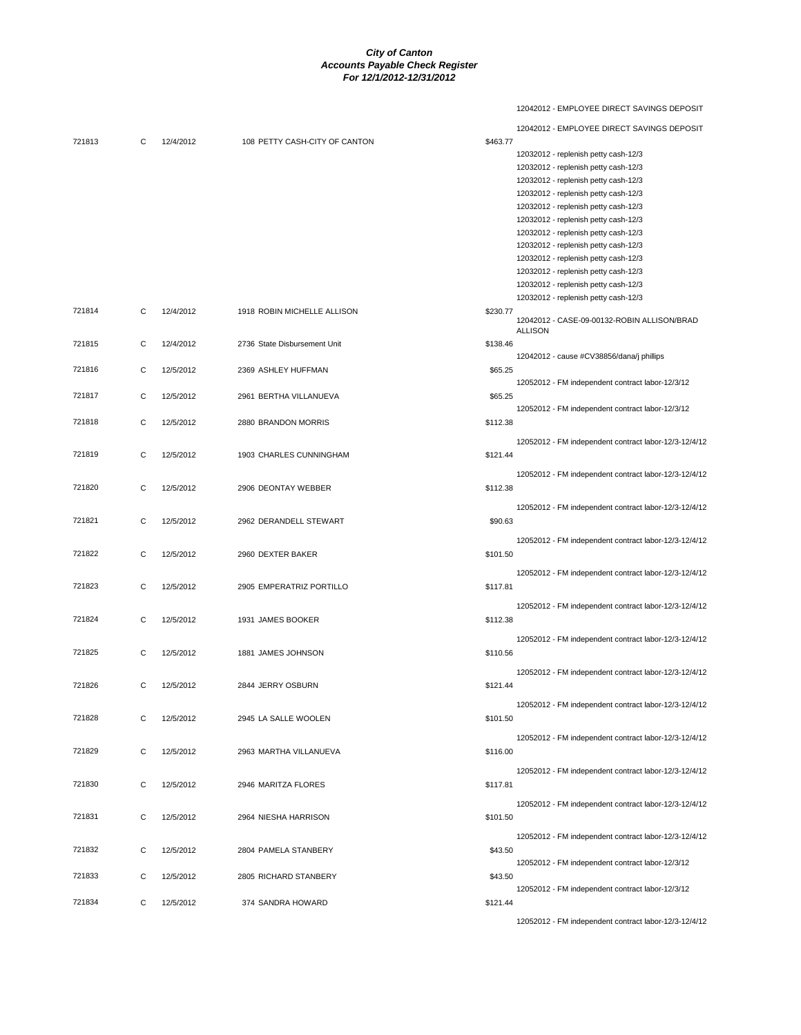**City of Canton**
**Accounts Payable Check Register**
**For 12/1/2012-12/31/2012**

| Check | Type | Date | Vendor | Amount | Description |
|---|---|---|---|---|---|
| | | | | | 12042012 - EMPLOYEE DIRECT SAVINGS DEPOSIT |
| | | | | | 12042012 - EMPLOYEE DIRECT SAVINGS DEPOSIT |
| 721813 | C | 12/4/2012 | 108 PETTY CASH-CITY OF CANTON | $463.77 | |
| | | | | | 12032012 - replenish petty cash-12/3 |
| | | | | | 12032012 - replenish petty cash-12/3 |
| | | | | | 12032012 - replenish petty cash-12/3 |
| | | | | | 12032012 - replenish petty cash-12/3 |
| | | | | | 12032012 - replenish petty cash-12/3 |
| | | | | | 12032012 - replenish petty cash-12/3 |
| | | | | | 12032012 - replenish petty cash-12/3 |
| | | | | | 12032012 - replenish petty cash-12/3 |
| | | | | | 12032012 - replenish petty cash-12/3 |
| | | | | | 12032012 - replenish petty cash-12/3 |
| | | | | | 12032012 - replenish petty cash-12/3 |
| | | | | | 12032012 - replenish petty cash-12/3 |
| 721814 | C | 12/4/2012 | 1918 ROBIN MICHELLE ALLISON | $230.77 | 12042012 - CASE-09-00132-ROBIN ALLISON/BRAD ALLISON |
| 721815 | C | 12/4/2012 | 2736 State Disbursement Unit | $138.46 | 12042012 - cause #CV38856/dana/j phillips |
| 721816 | C | 12/5/2012 | 2369 ASHLEY HUFFMAN | $65.25 | 12052012 - FM independent contract labor-12/3/12 |
| 721817 | C | 12/5/2012 | 2961 BERTHA VILLANUEVA | $65.25 | 12052012 - FM independent contract labor-12/3/12 |
| 721818 | C | 12/5/2012 | 2880 BRANDON MORRIS | $112.38 | 12052012 - FM independent contract labor-12/3-12/4/12 |
| 721819 | C | 12/5/2012 | 1903 CHARLES CUNNINGHAM | $121.44 | 12052012 - FM independent contract labor-12/3-12/4/12 |
| 721820 | C | 12/5/2012 | 2906 DEONTAY WEBBER | $112.38 | 12052012 - FM independent contract labor-12/3-12/4/12 |
| 721821 | C | 12/5/2012 | 2962 DERANDELL STEWART | $90.63 | 12052012 - FM independent contract labor-12/3-12/4/12 |
| 721822 | C | 12/5/2012 | 2960 DEXTER BAKER | $101.50 | 12052012 - FM independent contract labor-12/3-12/4/12 |
| 721823 | C | 12/5/2012 | 2905 EMPERATRIZ PORTILLO | $117.81 | 12052012 - FM independent contract labor-12/3-12/4/12 |
| 721824 | C | 12/5/2012 | 1931 JAMES BOOKER | $112.38 | 12052012 - FM independent contract labor-12/3-12/4/12 |
| 721825 | C | 12/5/2012 | 1881 JAMES JOHNSON | $110.56 | 12052012 - FM independent contract labor-12/3-12/4/12 |
| 721826 | C | 12/5/2012 | 2844 JERRY OSBURN | $121.44 | 12052012 - FM independent contract labor-12/3-12/4/12 |
| 721828 | C | 12/5/2012 | 2945 LA SALLE WOOLEN | $101.50 | 12052012 - FM independent contract labor-12/3-12/4/12 |
| 721829 | C | 12/5/2012 | 2963 MARTHA VILLANUEVA | $116.00 | 12052012 - FM independent contract labor-12/3-12/4/12 |
| 721830 | C | 12/5/2012 | 2946 MARITZA FLORES | $117.81 | 12052012 - FM independent contract labor-12/3-12/4/12 |
| 721831 | C | 12/5/2012 | 2964 NIESHA HARRISON | $101.50 | 12052012 - FM independent contract labor-12/3-12/4/12 |
| 721832 | C | 12/5/2012 | 2804 PAMELA STANBERY | $43.50 | 12052012 - FM independent contract labor-12/3/12 |
| 721833 | C | 12/5/2012 | 2805 RICHARD STANBERY | $43.50 | 12052012 - FM independent contract labor-12/3/12 |
| 721834 | C | 12/5/2012 | 374 SANDRA HOWARD | $121.44 | 12052012 - FM independent contract labor-12/3-12/4/12 |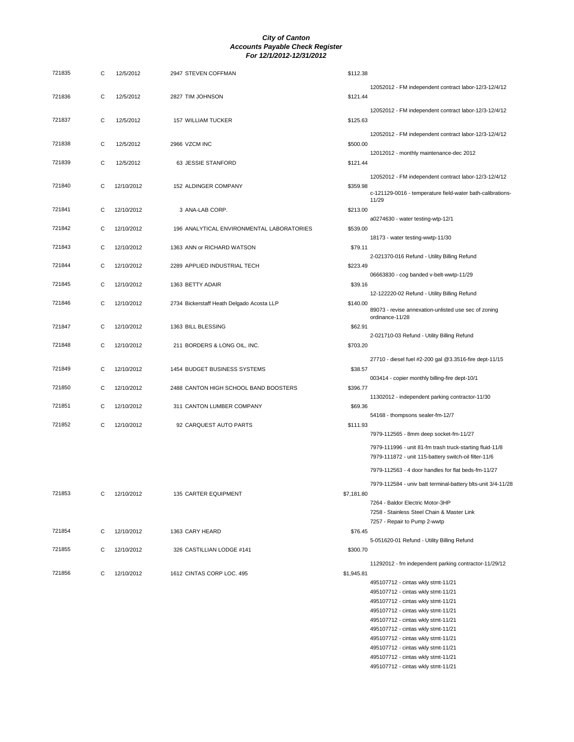# *City of Canton*
## *Accounts Payable Check Register*
### *For 12/1/2012-12/31/2012*

| Check # | Type | Date | Vendor | Amount | Description |
|---|---|---|---|---|---|
| 721835 | C | 12/5/2012 | 2947 STEVEN COFFMAN | $112.38 | 12052012 - FM independent contract labor-12/3-12/4/12 |
| 721836 | C | 12/5/2012 | 2827 TIM JOHNSON | $121.44 | 12052012 - FM independent contract labor-12/3-12/4/12 |
| 721837 | C | 12/5/2012 | 157 WILLIAM TUCKER | $125.63 | 12052012 - FM independent contract labor-12/3-12/4/12 |
| 721838 | C | 12/5/2012 | 2966 VZCM INC | $500.00 | 12012012 - monthly maintenance-dec 2012 |
| 721839 | C | 12/5/2012 | 63 JESSIE STANFORD | $121.44 | 12052012 - FM independent contract labor-12/3-12/4/12 |
| 721840 | C | 12/10/2012 | 152 ALDINGER COMPANY | $359.98 | c-121129-0016 - temperature field-water bath-calibrations-11/29 |
| 721841 | C | 12/10/2012 | 3 ANA-LAB CORP. | $213.00 | a0274630 - water testing-wtp-12/1 |
| 721842 | C | 12/10/2012 | 196 ANALYTICAL ENVIRONMENTAL LABORATORIES | $539.00 | 18173 - water testing-wwtp-11/30 |
| 721843 | C | 12/10/2012 | 1363 ANN or RICHARD WATSON | $79.11 | 2-021370-016 Refund - Utility Billing Refund |
| 721844 | C | 12/10/2012 | 2289 APPLIED INDUSTRIAL TECH | $223.49 | 06663830 - cog banded v-belt-wwtp-11/29 |
| 721845 | C | 12/10/2012 | 1363 BETTY ADAIR | $39.16 | 12-122220-02 Refund - Utility Billing Refund |
| 721846 | C | 12/10/2012 | 2734 Bickerstaff Heath Delgado Acosta LLP | $140.00 | 89073 - revise annexation-unlisted use sec of zoning ordinance-11/28 |
| 721847 | C | 12/10/2012 | 1363 BILL BLESSING | $62.91 | 2-021710-03 Refund - Utility Billing Refund |
| 721848 | C | 12/10/2012 | 211 BORDERS & LONG OIL, INC. | $703.20 | 27710 - diesel fuel #2-200 gal @3.3516-fire dept-11/15 |
| 721849 | C | 12/10/2012 | 1454 BUDGET BUSINESS SYSTEMS | $38.57 | 003414 - copier monthly billing-fire dept-10/1 |
| 721850 | C | 12/10/2012 | 2488 CANTON HIGH SCHOOL BAND BOOSTERS | $396.77 | 11302012 - independent parking contractor-11/30 |
| 721851 | C | 12/10/2012 | 311 CANTON LUMBER COMPANY | $69.36 | 54168 - thompsons sealer-fm-12/7 |
| 721852 | C | 12/10/2012 | 92 CARQUEST AUTO PARTS | $111.93 | 7979-112565 - 8mm deep socket-fm-11/27 |
| | | | | | 7979-111996 - unit 81-fm trash truck-starting fluid-11/8 |
| | | | | | 7979-111872 - unit 115-battery switch-oil filter-11/6 |
| | | | | | 7979-112563 - 4 door handles for flat beds-fm-11/27 |
| | | | | | 7979-112584 - univ batt terminal-battery blts-unit 3/4-11/28 |
| 721853 | C | 12/10/2012 | 135 CARTER EQUIPMENT | $7,181.80 | 7264 - Baldor Electric Motor-3HP |
| | | | | | 7258 - Stainless Steel Chain & Master Link |
| | | | | | 7257 - Repair to Pump 2-wwtp |
| 721854 | C | 12/10/2012 | 1363 CARY HEARD | $76.45 | 5-051620-01 Refund - Utility Billing Refund |
| 721855 | C | 12/10/2012 | 326 CASTILLIAN LODGE #141 | $300.70 | 11292012 - fm independent parking contractor-11/29/12 |
| 721856 | C | 12/10/2012 | 1612 CINTAS CORP LOC. 495 | $1,945.81 | 495107712 - cintas wkly stmt-11/21 |
| | | | | | 495107712 - cintas wkly stmt-11/21 |
| | | | | | 495107712 - cintas wkly stmt-11/21 |
| | | | | | 495107712 - cintas wkly stmt-11/21 |
| | | | | | 495107712 - cintas wkly stmt-11/21 |
| | | | | | 495107712 - cintas wkly stmt-11/21 |
| | | | | | 495107712 - cintas wkly stmt-11/21 |
| | | | | | 495107712 - cintas wkly stmt-11/21 |
| | | | | | 495107712 - cintas wkly stmt-11/21 |
| | | | | | 495107712 - cintas wkly stmt-11/21 |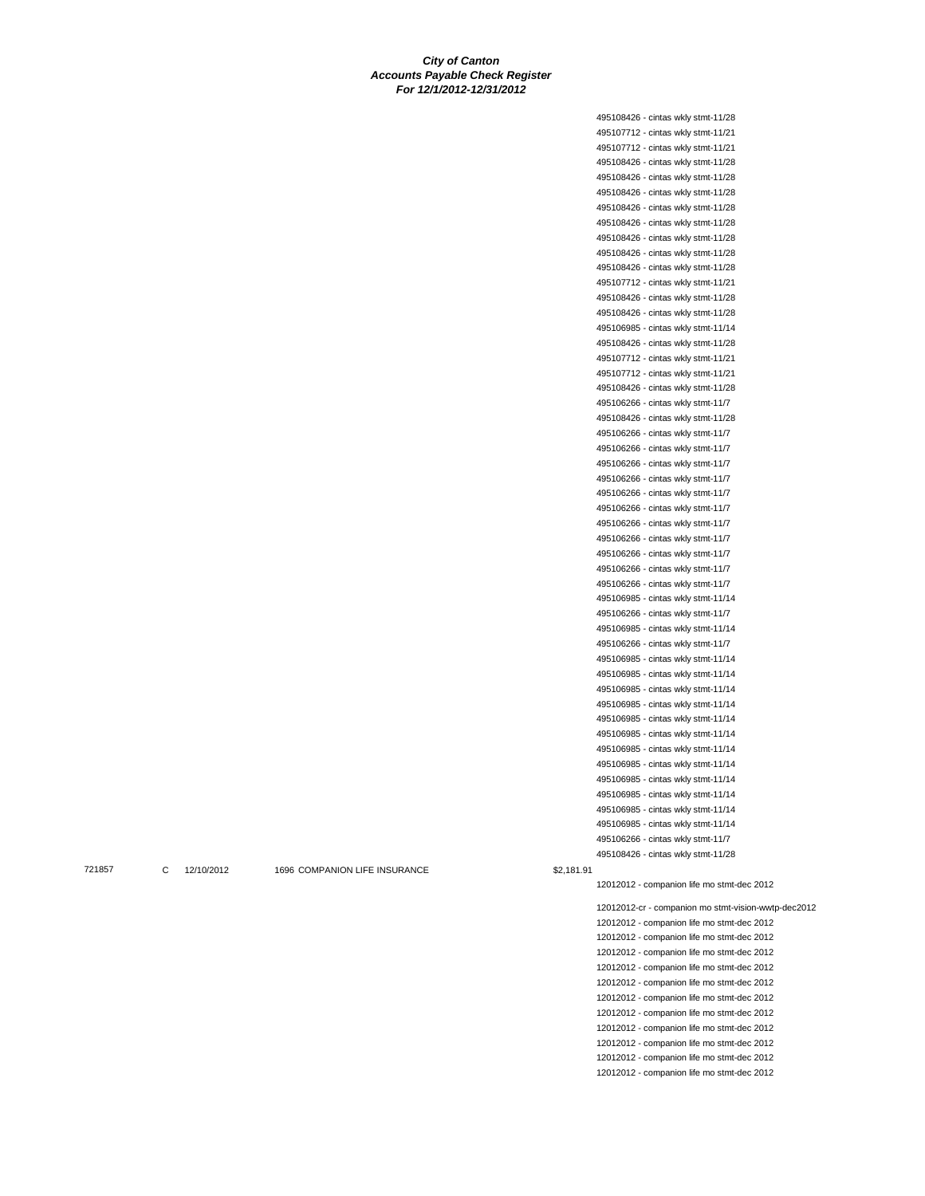***City of Canton***
***Accounts Payable Check Register***
***For 12/1/2012-12/31/2012***

| | | | | | |
|---|---|---|---|---|---|
| | | | | | 495108426 - cintas wkly stmt-11/28 |
| | | | | | 495107712 - cintas wkly stmt-11/21 |
| | | | | | 495107712 - cintas wkly stmt-11/21 |
| | | | | | 495108426 - cintas wkly stmt-11/28 |
| | | | | | 495108426 - cintas wkly stmt-11/28 |
| | | | | | 495108426 - cintas wkly stmt-11/28 |
| | | | | | 495108426 - cintas wkly stmt-11/28 |
| | | | | | 495108426 - cintas wkly stmt-11/28 |
| | | | | | 495108426 - cintas wkly stmt-11/28 |
| | | | | | 495108426 - cintas wkly stmt-11/28 |
| | | | | | 495108426 - cintas wkly stmt-11/28 |
| | | | | | 495107712 - cintas wkly stmt-11/21 |
| | | | | | 495108426 - cintas wkly stmt-11/28 |
| | | | | | 495108426 - cintas wkly stmt-11/28 |
| | | | | | 495106985 - cintas wkly stmt-11/14 |
| | | | | | 495108426 - cintas wkly stmt-11/28 |
| | | | | | 495107712 - cintas wkly stmt-11/21 |
| | | | | | 495107712 - cintas wkly stmt-11/21 |
| | | | | | 495108426 - cintas wkly stmt-11/28 |
| | | | | | 495106266 - cintas wkly stmt-11/7 |
| | | | | | 495108426 - cintas wkly stmt-11/28 |
| | | | | | 495106266 - cintas wkly stmt-11/7 |
| | | | | | 495106266 - cintas wkly stmt-11/7 |
| | | | | | 495106266 - cintas wkly stmt-11/7 |
| | | | | | 495106266 - cintas wkly stmt-11/7 |
| | | | | | 495106266 - cintas wkly stmt-11/7 |
| | | | | | 495106266 - cintas wkly stmt-11/7 |
| | | | | | 495106266 - cintas wkly stmt-11/7 |
| | | | | | 495106266 - cintas wkly stmt-11/7 |
| | | | | | 495106266 - cintas wkly stmt-11/7 |
| | | | | | 495106266 - cintas wkly stmt-11/7 |
| | | | | | 495106266 - cintas wkly stmt-11/7 |
| | | | | | 495106985 - cintas wkly stmt-11/14 |
| | | | | | 495106266 - cintas wkly stmt-11/7 |
| | | | | | 495106985 - cintas wkly stmt-11/14 |
| | | | | | 495106266 - cintas wkly stmt-11/7 |
| | | | | | 495106985 - cintas wkly stmt-11/14 |
| | | | | | 495106985 - cintas wkly stmt-11/14 |
| | | | | | 495106985 - cintas wkly stmt-11/14 |
| | | | | | 495106985 - cintas wkly stmt-11/14 |
| | | | | | 495106985 - cintas wkly stmt-11/14 |
| | | | | | 495106985 - cintas wkly stmt-11/14 |
| | | | | | 495106985 - cintas wkly stmt-11/14 |
| | | | | | 495106985 - cintas wkly stmt-11/14 |
| | | | | | 495106985 - cintas wkly stmt-11/14 |
| | | | | | 495106985 - cintas wkly stmt-11/14 |
| | | | | | 495106985 - cintas wkly stmt-11/14 |
| | | | | | 495106985 - cintas wkly stmt-11/14 |
| | | | | | 495106266 - cintas wkly stmt-11/7 |
| | | | | | 495108426 - cintas wkly stmt-11/28 |
| 721857 | C | 12/10/2012 | 1696 COMPANION LIFE INSURANCE | $2,181.91 | |
| | | | | | 12012012 - companion life mo stmt-dec 2012 |
| | | | | | 12012012-cr - companion mo stmt-vision-wwtp-dec2012 |
| | | | | | 12012012 - companion life mo stmt-dec 2012 |
| | | | | | 12012012 - companion life mo stmt-dec 2012 |
| | | | | | 12012012 - companion life mo stmt-dec 2012 |
| | | | | | 12012012 - companion life mo stmt-dec 2012 |
| | | | | | 12012012 - companion life mo stmt-dec 2012 |
| | | | | | 12012012 - companion life mo stmt-dec 2012 |
| | | | | | 12012012 - companion life mo stmt-dec 2012 |
| | | | | | 12012012 - companion life mo stmt-dec 2012 |
| | | | | | 12012012 - companion life mo stmt-dec 2012 |
| | | | | | 12012012 - companion life mo stmt-dec 2012 |
| | | | | | 12012012 - companion life mo stmt-dec 2012 |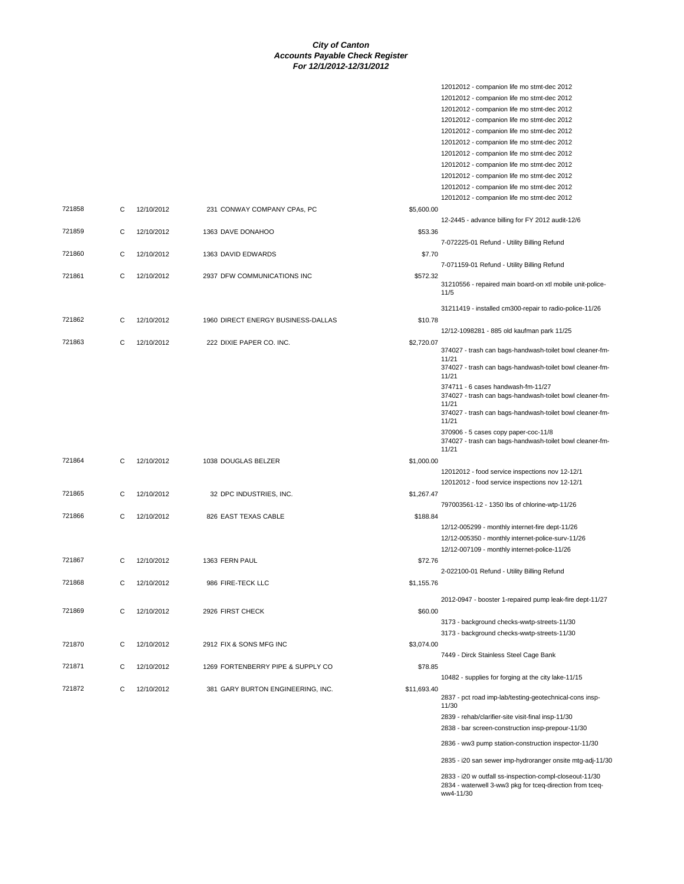# City of Canton
## Accounts Payable Check Register
### For 12/1/2012-12/31/2012

| Check # | Type | Date | Vendor | Amount | Description |
|---|---|---|---|---|---|
| | | | | | 12012012 - companion life mo stmt-dec 2012 |
| | | | | | 12012012 - companion life mo stmt-dec 2012 |
| | | | | | 12012012 - companion life mo stmt-dec 2012 |
| | | | | | 12012012 - companion life mo stmt-dec 2012 |
| | | | | | 12012012 - companion life mo stmt-dec 2012 |
| | | | | | 12012012 - companion life mo stmt-dec 2012 |
| | | | | | 12012012 - companion life mo stmt-dec 2012 |
| | | | | | 12012012 - companion life mo stmt-dec 2012 |
| | | | | | 12012012 - companion life mo stmt-dec 2012 |
| | | | | | 12012012 - companion life mo stmt-dec 2012 |
| | | | | | 12012012 - companion life mo stmt-dec 2012 |
| 721858 | C | 12/10/2012 | 231 CONWAY COMPANY CPAs, PC | $5,600.00 | |
| | | | | | 12-2445 - advance billing for FY 2012 audit-12/6 |
| 721859 | C | 12/10/2012 | 1363 DAVE DONAHOO | $53.36 | |
| | | | | | 7-072225-01 Refund - Utility Billing Refund |
| 721860 | C | 12/10/2012 | 1363 DAVID EDWARDS | $7.70 | |
| | | | | | 7-071159-01 Refund - Utility Billing Refund |
| 721861 | C | 12/10/2012 | 2937 DFW COMMUNICATIONS INC | $572.32 | |
| | | | | | 31210556 - repaired main board-on xtl mobile unit-police-11/5 |
| | | | | | 31211419 - installed cm300-repair to radio-police-11/26 |
| 721862 | C | 12/10/2012 | 1960 DIRECT ENERGY BUSINESS-DALLAS | $10.78 | |
| | | | | | 12/12-1098281 - 885 old kaufman park 11/25 |
| 721863 | C | 12/10/2012 | 222 DIXIE PAPER CO. INC. | $2,720.07 | |
| | | | | | 374027 - trash can bags-handwash-toilet bowl cleaner-fm-11/21 |
| | | | | | 374027 - trash can bags-handwash-toilet bowl cleaner-fm-11/21 |
| | | | | | 374711 - 6 cases handwash-fm-11/27 |
| | | | | | 374027 - trash can bags-handwash-toilet bowl cleaner-fm-11/21 |
| | | | | | 374027 - trash can bags-handwash-toilet bowl cleaner-fm-11/21 |
| | | | | | 370906 - 5 cases copy paper-coc-11/8 |
| | | | | | 374027 - trash can bags-handwash-toilet bowl cleaner-fm-11/21 |
| 721864 | C | 12/10/2012 | 1038 DOUGLAS BELZER | $1,000.00 | |
| | | | | | 12012012 - food service inspections nov 12-12/1 |
| | | | | | 12012012 - food service inspections nov 12-12/1 |
| 721865 | C | 12/10/2012 | 32 DPC INDUSTRIES, INC. | $1,267.47 | |
| | | | | | 797003561-12 - 1350 lbs of chlorine-wtp-11/26 |
| 721866 | C | 12/10/2012 | 826 EAST TEXAS CABLE | $188.84 | |
| | | | | | 12/12-005299 - monthly internet-fire dept-11/26 |
| | | | | | 12/12-005350 - monthly internet-police-surv-11/26 |
| | | | | | 12/12-007109 - monthly internet-police-11/26 |
| 721867 | C | 12/10/2012 | 1363 FERN PAUL | $72.76 | |
| | | | | | 2-022100-01 Refund - Utility Billing Refund |
| 721868 | C | 12/10/2012 | 986 FIRE-TECK LLC | $1,155.76 | |
| | | | | | 2012-0947 - booster 1-repaired pump leak-fire dept-11/27 |
| 721869 | C | 12/10/2012 | 2926 FIRST CHECK | $60.00 | |
| | | | | | 3173 - background checks-wwtp-streets-11/30 |
| | | | | | 3173 - background checks-wwtp-streets-11/30 |
| 721870 | C | 12/10/2012 | 2912 FIX & SONS MFG INC | $3,074.00 | |
| | | | | | 7449 - Dirck Stainless Steel Cage Bank |
| 721871 | C | 12/10/2012 | 1269 FORTENBERRY PIPE & SUPPLY CO | $78.85 | |
| | | | | | 10482 - supplies for forging at the city lake-11/15 |
| 721872 | C | 12/10/2012 | 381 GARY BURTON ENGINEERING, INC. | $11,693.40 | |
| | | | | | 2837 - pct road imp-lab/testing-geotechnical-cons insp-11/30 |
| | | | | | 2839 - rehab/clarifier-site visit-final insp-11/30 |
| | | | | | 2838 - bar screen-construction insp-prepour-11/30 |
| | | | | | 2836 - ww3 pump station-construction inspector-11/30 |
| | | | | | 2835 - i20 san sewer imp-hydroranger onsite mtg-adj-11/30 |
| | | | | | 2833 - i20 w outfall ss-inspection-compl-closeout-11/30 |
| | | | | | 2834 - waterwell 3-ww3 pkg for tceq-direction from tceq-ww4-11/30 |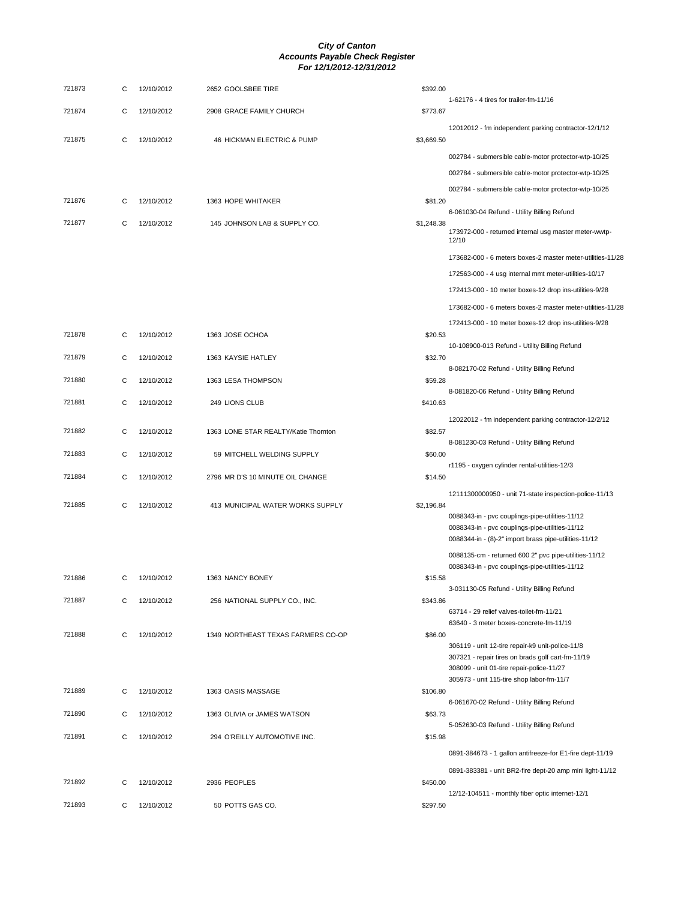# City of Canton
## Accounts Payable Check Register
### For 12/1/2012-12/31/2012

| Check # | Type | Date | Vendor | Amount | Description |
|---|---|---|---|---|---|
| 721873 | C | 12/10/2012 | 2652 GOOLSBEE TIRE | $392.00 | |
| | | | | | 1-62176 - 4 tires for trailer-fm-11/16 |
| 721874 | C | 12/10/2012 | 2908 GRACE FAMILY CHURCH | $773.67 | |
| | | | | | 12012012 - fm independent parking contractor-12/1/12 |
| 721875 | C | 12/10/2012 | 46 HICKMAN ELECTRIC & PUMP | $3,669.50 | |
| | | | | | 002784 - submersible cable-motor protector-wtp-10/25 |
| | | | | | 002784 - submersible cable-motor protector-wtp-10/25 |
| | | | | | 002784 - submersible cable-motor protector-wtp-10/25 |
| 721876 | C | 12/10/2012 | 1363 HOPE WHITAKER | $81.20 | |
| | | | | | 6-061030-04 Refund - Utility Billing Refund |
| 721877 | C | 12/10/2012 | 145 JOHNSON LAB & SUPPLY CO. | $1,248.38 | |
| | | | | | 173972-000 - returned internal usg master meter-wwtp-12/10 |
| | | | | | 173682-000 - 6 meters boxes-2 master meter-utilities-11/28 |
| | | | | | 172563-000 - 4 usg internal mmt meter-utilities-10/17 |
| | | | | | 172413-000 - 10 meter boxes-12 drop ins-utilities-9/28 |
| | | | | | 173682-000 - 6 meters boxes-2 master meter-utilities-11/28 |
| | | | | | 172413-000 - 10 meter boxes-12 drop ins-utilities-9/28 |
| 721878 | C | 12/10/2012 | 1363 JOSE OCHOA | $20.53 | |
| | | | | | 10-108900-013 Refund - Utility Billing Refund |
| 721879 | C | 12/10/2012 | 1363 KAYSIE HATLEY | $32.70 | |
| | | | | | 8-082170-02 Refund - Utility Billing Refund |
| 721880 | C | 12/10/2012 | 1363 LESA THOMPSON | $59.28 | |
| | | | | | 8-081820-06 Refund - Utility Billing Refund |
| 721881 | C | 12/10/2012 | 249 LIONS CLUB | $410.63 | |
| | | | | | 12022012 - fm independent parking contractor-12/2/12 |
| 721882 | C | 12/10/2012 | 1363 LONE STAR REALTY/Katie Thornton | $82.57 | |
| | | | | | 8-081230-03 Refund - Utility Billing Refund |
| 721883 | C | 12/10/2012 | 59 MITCHELL WELDING SUPPLY | $60.00 | |
| | | | | | r1195 - oxygen cylinder rental-utilities-12/3 |
| 721884 | C | 12/10/2012 | 2796 MR D'S 10 MINUTE OIL CHANGE | $14.50 | |
| | | | | | 12111300000950 - unit 71-state inspection-police-11/13 |
| 721885 | C | 12/10/2012 | 413 MUNICIPAL WATER WORKS SUPPLY | $2,196.84 | |
| | | | | | 0088343-in - pvc couplings-pipe-utilities-11/12 |
| | | | | | 0088343-in - pvc couplings-pipe-utilities-11/12 |
| | | | | | 0088344-in - (8)-2" import brass pipe-utilities-11/12 |
| | | | | | 0088135-cm - returned 600 2" pvc pipe-utilities-11/12 |
| | | | | | 0088343-in - pvc couplings-pipe-utilities-11/12 |
| 721886 | C | 12/10/2012 | 1363 NANCY BONEY | $15.58 | |
| | | | | | 3-031130-05 Refund - Utility Billing Refund |
| 721887 | C | 12/10/2012 | 256 NATIONAL SUPPLY CO., INC. | $343.86 | |
| | | | | | 63714 - 29 relief valves-toilet-fm-11/21 |
| | | | | | 63640 - 3 meter boxes-concrete-fm-11/19 |
| 721888 | C | 12/10/2012 | 1349 NORTHEAST TEXAS FARMERS CO-OP | $86.00 | |
| | | | | | 306119 - unit 12-tire repair-k9 unit-police-11/8 |
| | | | | | 307321 - repair tires on brads golf cart-fm-11/19 |
| | | | | | 308099 - unit 01-tire repair-police-11/27 |
| | | | | | 305973 - unit 115-tire shop labor-fm-11/7 |
| 721889 | C | 12/10/2012 | 1363 OASIS MASSAGE | $106.80 | |
| | | | | | 6-061670-02 Refund - Utility Billing Refund |
| 721890 | C | 12/10/2012 | 1363 OLIVIA or JAMES WATSON | $63.73 | |
| | | | | | 5-052630-03 Refund - Utility Billing Refund |
| 721891 | C | 12/10/2012 | 294 O'REILLY AUTOMOTIVE INC. | $15.98 | |
| | | | | | 0891-384673 - 1 gallon antifreeze-for E1-fire dept-11/19 |
| | | | | | 0891-383381 - unit BR2-fire dept-20 amp mini light-11/12 |
| 721892 | C | 12/10/2012 | 2936 PEOPLES | $450.00 | |
| | | | | | 12/12-104511 - monthly fiber optic internet-12/1 |
| 721893 | C | 12/10/2012 | 50 POTTS GAS CO. | $297.50 | |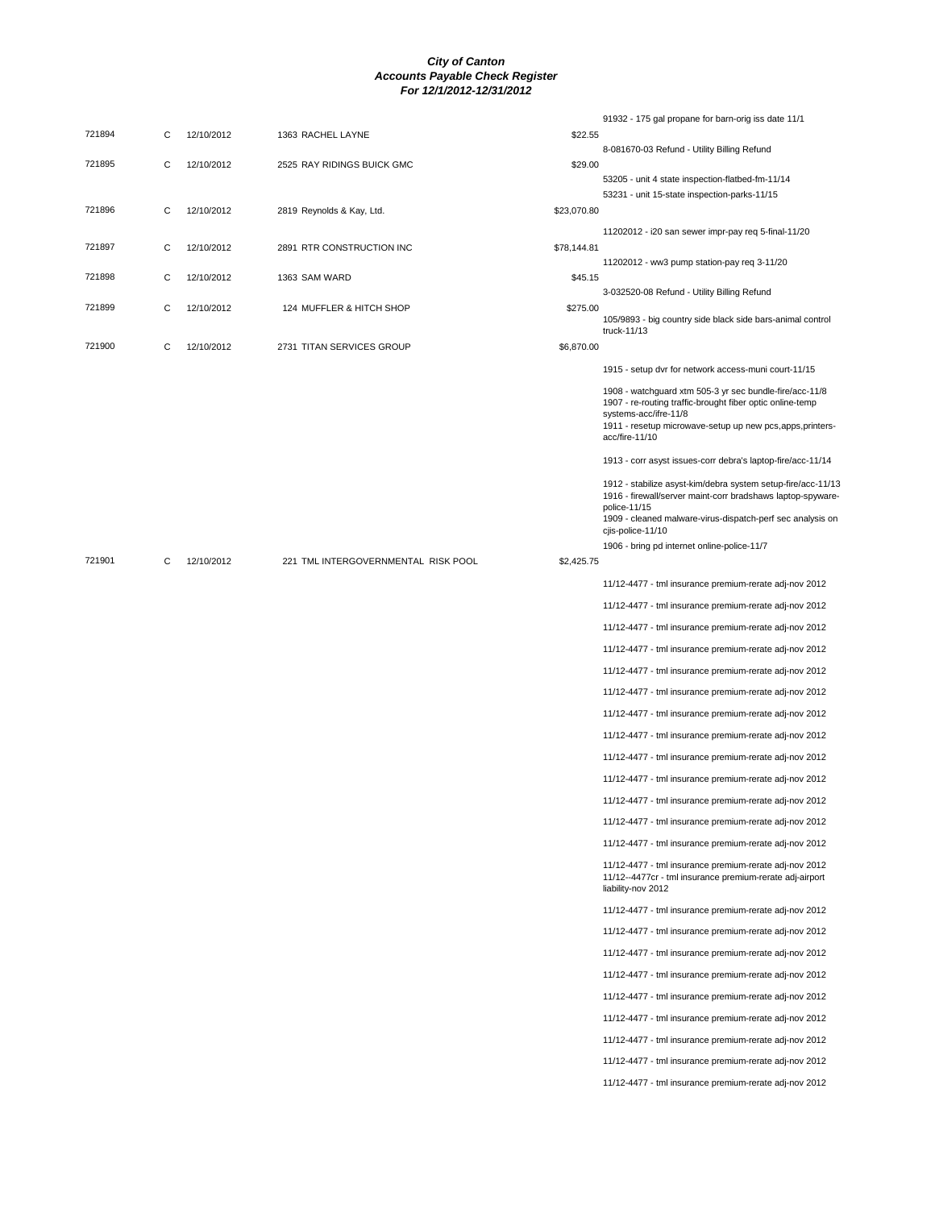**City of Canton**
**Accounts Payable Check Register**
**For 12/1/2012-12/31/2012**

| Check | Type | Date | Vendor | Amount | Description |
|---|---|---|---|---|---|
| | | | | | 91932 - 175 gal propane for barn-orig iss date 11/1 |
| 721894 | C | 12/10/2012 | 1363 RACHEL LAYNE | $22.55 | |
| | | | | | 8-081670-03 Refund - Utility Billing Refund |
| 721895 | C | 12/10/2012 | 2525 RAY RIDINGS BUICK GMC | $29.00 | |
| | | | | | 53205 - unit 4 state inspection-flatbed-fm-11/14 |
| | | | | | 53231 - unit 15-state inspection-parks-11/15 |
| 721896 | C | 12/10/2012 | 2819 Reynolds & Kay, Ltd. | $23,070.80 | |
| | | | | | 11202012 - i20 san sewer impr-pay req 5-final-11/20 |
| 721897 | C | 12/10/2012 | 2891 RTR CONSTRUCTION INC | $78,144.81 | |
| | | | | | 11202012 - ww3 pump station-pay req 3-11/20 |
| 721898 | C | 12/10/2012 | 1363 SAM WARD | $45.15 | |
| | | | | | 3-032520-08 Refund - Utility Billing Refund |
| 721899 | C | 12/10/2012 | 124 MUFFLER & HITCH SHOP | $275.00 | |
| | | | | | 105/9893 - big country side black side bars-animal control truck-11/13 |
| 721900 | C | 12/10/2012 | 2731 TITAN SERVICES GROUP | $6,870.00 | |
| | | | | | 1915 - setup dvr for network access-muni court-11/15 |
| | | | | | 1908 - watchguard xtm 505-3 yr sec bundle-fire/acc-11/8 |
| | | | | | 1907 - re-routing traffic-brought fiber optic online-temp systems-acc/ifre-11/8 |
| | | | | | 1911 - resetup microwave-setup up new pcs,apps,printers-acc/fire-11/10 |
| | | | | | 1913 - corr asyst issues-corr debra's laptop-fire/acc-11/14 |
| | | | | | 1912 - stabilize asyst-kim/debra system setup-fire/acc-11/13 |
| | | | | | 1916 - firewall/server maint-corr bradshaws laptop-spyware-police-11/15 |
| | | | | | 1909 - cleaned malware-virus-dispatch-perf sec analysis on cjis-police-11/10 |
| | | | | | 1906 - bring pd internet online-police-11/7 |
| 721901 | C | 12/10/2012 | 221 TML INTERGOVERNMENTAL RISK POOL | $2,425.75 | |
| | | | | | 11/12-4477 - tml insurance premium-rerate adj-nov 2012 |
| | | | | | 11/12-4477 - tml insurance premium-rerate adj-nov 2012 |
| | | | | | 11/12-4477 - tml insurance premium-rerate adj-nov 2012 |
| | | | | | 11/12-4477 - tml insurance premium-rerate adj-nov 2012 |
| | | | | | 11/12-4477 - tml insurance premium-rerate adj-nov 2012 |
| | | | | | 11/12-4477 - tml insurance premium-rerate adj-nov 2012 |
| | | | | | 11/12-4477 - tml insurance premium-rerate adj-nov 2012 |
| | | | | | 11/12-4477 - tml insurance premium-rerate adj-nov 2012 |
| | | | | | 11/12-4477 - tml insurance premium-rerate adj-nov 2012 |
| | | | | | 11/12-4477 - tml insurance premium-rerate adj-nov 2012 |
| | | | | | 11/12-4477 - tml insurance premium-rerate adj-nov 2012 |
| | | | | | 11/12-4477 - tml insurance premium-rerate adj-nov 2012 |
| | | | | | 11/12-4477 - tml insurance premium-rerate adj-nov 2012 |
| | | | | | 11/12-4477 - tml insurance premium-rerate adj-nov 2012 |
| | | | | | 11/12--4477cr - tml insurance premium-rerate adj-airport liability-nov 2012 |
| | | | | | 11/12-4477 - tml insurance premium-rerate adj-nov 2012 |
| | | | | | 11/12-4477 - tml insurance premium-rerate adj-nov 2012 |
| | | | | | 11/12-4477 - tml insurance premium-rerate adj-nov 2012 |
| | | | | | 11/12-4477 - tml insurance premium-rerate adj-nov 2012 |
| | | | | | 11/12-4477 - tml insurance premium-rerate adj-nov 2012 |
| | | | | | 11/12-4477 - tml insurance premium-rerate adj-nov 2012 |
| | | | | | 11/12-4477 - tml insurance premium-rerate adj-nov 2012 |
| | | | | | 11/12-4477 - tml insurance premium-rerate adj-nov 2012 |
| | | | | | 11/12-4477 - tml insurance premium-rerate adj-nov 2012 |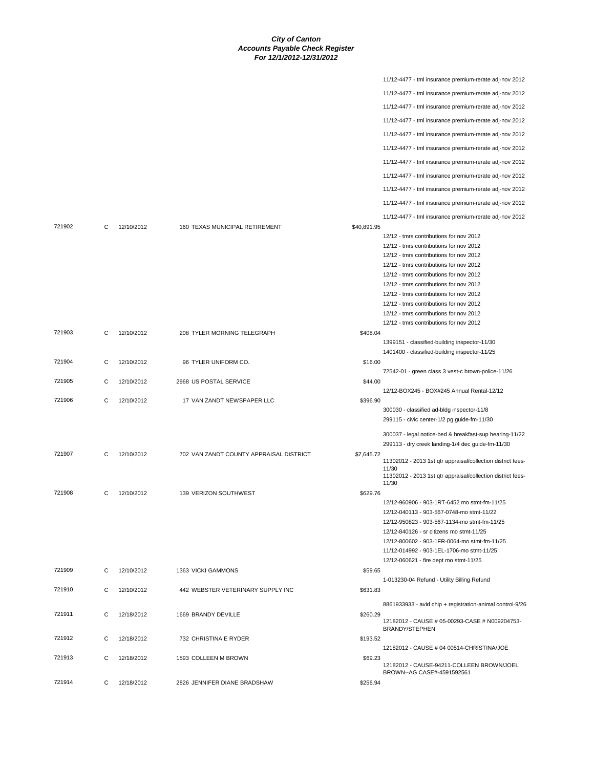**City of Canton**
**Accounts Payable Check Register**
**For 12/1/2012-12/31/2012**

| Check | Type | Date | Vendor | Amount | Description |
|---|---|---|---|---|---|
| | | | | | 11/12-4477 - tml insurance premium-rerate adj-nov 2012 |
| | | | | | 11/12-4477 - tml insurance premium-rerate adj-nov 2012 |
| | | | | | 11/12-4477 - tml insurance premium-rerate adj-nov 2012 |
| | | | | | 11/12-4477 - tml insurance premium-rerate adj-nov 2012 |
| | | | | | 11/12-4477 - tml insurance premium-rerate adj-nov 2012 |
| | | | | | 11/12-4477 - tml insurance premium-rerate adj-nov 2012 |
| | | | | | 11/12-4477 - tml insurance premium-rerate adj-nov 2012 |
| | | | | | 11/12-4477 - tml insurance premium-rerate adj-nov 2012 |
| | | | | | 11/12-4477 - tml insurance premium-rerate adj-nov 2012 |
| | | | | | 11/12-4477 - tml insurance premium-rerate adj-nov 2012 |
| | | | | | 11/12-4477 - tml insurance premium-rerate adj-nov 2012 |
| 721902 | C | 12/10/2012 | 160 TEXAS MUNICIPAL RETIREMENT | $40,891.95 | |
| | | | | | 12/12 - tmrs contributions for nov 2012 |
| | | | | | 12/12 - tmrs contributions for nov 2012 |
| | | | | | 12/12 - tmrs contributions for nov 2012 |
| | | | | | 12/12 - tmrs contributions for nov 2012 |
| | | | | | 12/12 - tmrs contributions for nov 2012 |
| | | | | | 12/12 - tmrs contributions for nov 2012 |
| | | | | | 12/12 - tmrs contributions for nov 2012 |
| | | | | | 12/12 - tmrs contributions for nov 2012 |
| | | | | | 12/12 - tmrs contributions for nov 2012 |
| | | | | | 12/12 - tmrs contributions for nov 2012 |
| 721903 | C | 12/10/2012 | 208 TYLER MORNING TELEGRAPH | $408.04 | |
| | | | | | 1399151 - classified-building inspector-11/30 |
| | | | | | 1401400 - classified-building inspector-11/25 |
| 721904 | C | 12/10/2012 | 96 TYLER UNIFORM CO. | $16.00 | |
| | | | | | 72542-01 - green class 3 vest-c brown-police-11/26 |
| 721905 | C | 12/10/2012 | 2968 US POSTAL SERVICE | $44.00 | |
| | | | | | 12/12-BOX245 - BOX#245 Annual Rental-12/12 |
| 721906 | C | 12/10/2012 | 17 VAN ZANDT NEWSPAPER LLC | $396.90 | |
| | | | | | 300030 - classified ad-bldg inspector-11/8 |
| | | | | | 299115 - civic center-1/2 pg guide-fm-11/30 |
| | | | | | 300037 - legal notice-bed & breakfast-sup hearing-11/22 |
| | | | | | 299113 - dry creek landing-1/4 dec guide-fm-11/30 |
| 721907 | C | 12/10/2012 | 702 VAN ZANDT COUNTY APPRAISAL DISTRICT | $7,645.72 | |
| | | | | | 11302012 - 2013 1st qtr appraisal/collection district fees-11/30 |
| | | | | | 11302012 - 2013 1st qtr appraisal/collection district fees-11/30 |
| 721908 | C | 12/10/2012 | 139 VERIZON SOUTHWEST | $629.76 | |
| | | | | | 12/12-960906 - 903-1RT-6452 mo stmt-fm-11/25 |
| | | | | | 12/12-040113 - 903-567-0748-mo stmt-11/22 |
| | | | | | 12/12-950823 - 903-567-1134-mo stmt-fm-11/25 |
| | | | | | 12/12-840126 - sr citizens mo stmt-11/25 |
| | | | | | 12/12-800602 - 903-1FR-0064-mo stmt-fm-11/25 |
| | | | | | 11/12-014992 - 903-1EL-1706-mo stmt-11/25 |
| | | | | | 12/12-060621 - fire dept mo stmt-11/25 |
| 721909 | C | 12/10/2012 | 1363 VICKI GAMMONS | $59.65 | |
| | | | | | 1-013230-04 Refund - Utility Billing Refund |
| 721910 | C | 12/10/2012 | 442 WEBSTER VETERINARY SUPPLY INC | $631.83 | |
| | | | | | 8861933933 - avid chip + registration-animal control-9/26 |
| 721911 | C | 12/18/2012 | 1669 BRANDY DEVILLE | $260.29 | |
| | | | | | 12182012 - CAUSE # 05-00293-CASE # N009204753-BRANDY/STEPHEN |
| 721912 | C | 12/18/2012 | 732 CHRISTINA E RYDER | $193.52 | |
| | | | | | 12182012 - CAUSE # 04 00514-CHRISTINA/JOE |
| 721913 | C | 12/18/2012 | 1593 COLLEEN M BROWN | $69.23 | |
| | | | | | 12182012 - CAUSE-94211-COLLEEN BROWN/JOEL BROWN--AG CASE#-4591592561 |
| 721914 | C | 12/18/2012 | 2826 JENNIFER DIANE BRADSHAW | $256.94 | |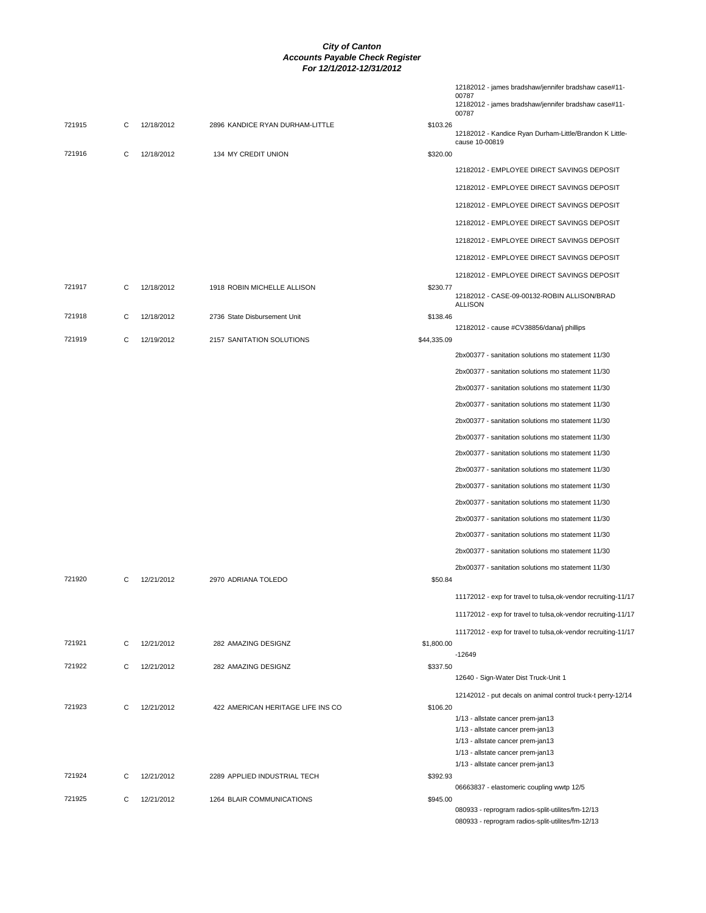# City of Canton
## Accounts Payable Check Register
### For 12/1/2012-12/31/2012

| Check | Type | Date | Vendor | Amount | Description |
|---|---|---|---|---|---|
| | | | | | 12182012 - james bradshaw/jennifer bradshaw case#11-00787 |
| | | | | | 12182012 - james bradshaw/jennifer bradshaw case#11-00787 |
| 721915 | C | 12/18/2012 | 2896 KANDICE RYAN DURHAM-LITTLE | $103.26 | |
| | | | | | 12182012 - Kandice Ryan Durham-Little/Brandon K Little-cause 10-00819 |
| 721916 | C | 12/18/2012 | 134 MY CREDIT UNION | $320.00 | |
| | | | | | 12182012 - EMPLOYEE DIRECT SAVINGS DEPOSIT |
| | | | | | 12182012 - EMPLOYEE DIRECT SAVINGS DEPOSIT |
| | | | | | 12182012 - EMPLOYEE DIRECT SAVINGS DEPOSIT |
| | | | | | 12182012 - EMPLOYEE DIRECT SAVINGS DEPOSIT |
| | | | | | 12182012 - EMPLOYEE DIRECT SAVINGS DEPOSIT |
| | | | | | 12182012 - EMPLOYEE DIRECT SAVINGS DEPOSIT |
| | | | | | 12182012 - EMPLOYEE DIRECT SAVINGS DEPOSIT |
| 721917 | C | 12/18/2012 | 1918 ROBIN MICHELLE ALLISON | $230.77 | |
| | | | | | 12182012 - CASE-09-00132-ROBIN ALLISON/BRAD ALLISON |
| 721918 | C | 12/18/2012 | 2736 State Disbursement Unit | $138.46 | |
| | | | | | 12182012 - cause #CV38856/dana/j phillips |
| 721919 | C | 12/19/2012 | 2157 SANITATION SOLUTIONS | $44,335.09 | |
| | | | | | 2bx00377 - sanitation solutions mo statement 11/30 |
| | | | | | 2bx00377 - sanitation solutions mo statement 11/30 |
| | | | | | 2bx00377 - sanitation solutions mo statement 11/30 |
| | | | | | 2bx00377 - sanitation solutions mo statement 11/30 |
| | | | | | 2bx00377 - sanitation solutions mo statement 11/30 |
| | | | | | 2bx00377 - sanitation solutions mo statement 11/30 |
| | | | | | 2bx00377 - sanitation solutions mo statement 11/30 |
| | | | | | 2bx00377 - sanitation solutions mo statement 11/30 |
| | | | | | 2bx00377 - sanitation solutions mo statement 11/30 |
| | | | | | 2bx00377 - sanitation solutions mo statement 11/30 |
| | | | | | 2bx00377 - sanitation solutions mo statement 11/30 |
| | | | | | 2bx00377 - sanitation solutions mo statement 11/30 |
| | | | | | 2bx00377 - sanitation solutions mo statement 11/30 |
| | | | | | 2bx00377 - sanitation solutions mo statement 11/30 |
| 721920 | C | 12/21/2012 | 2970 ADRIANA TOLEDO | $50.84 | |
| | | | | | 11172012 - exp for travel to tulsa,ok-vendor recruiting-11/17 |
| | | | | | 11172012 - exp for travel to tulsa,ok-vendor recruiting-11/17 |
| | | | | | 11172012 - exp for travel to tulsa,ok-vendor recruiting-11/17 |
| 721921 | C | 12/21/2012 | 282 AMAZING DESIGNZ | $1,800.00 | |
| | | | | | -12649 |
| 721922 | C | 12/21/2012 | 282 AMAZING DESIGNZ | $337.50 | |
| | | | | | 12640 - Sign-Water Dist Truck-Unit 1 |
| | | | | | 12142012 - put decals on animal control truck-t perry-12/14 |
| 721923 | C | 12/21/2012 | 422 AMERICAN HERITAGE LIFE INS CO | $106.20 | |
| | | | | | 1/13 - allstate cancer prem-jan13 |
| | | | | | 1/13 - allstate cancer prem-jan13 |
| | | | | | 1/13 - allstate cancer prem-jan13 |
| | | | | | 1/13 - allstate cancer prem-jan13 |
| | | | | | 1/13 - allstate cancer prem-jan13 |
| 721924 | C | 12/21/2012 | 2289 APPLIED INDUSTRIAL TECH | $392.93 | |
| | | | | | 06663837 - elastomeric coupling wwtp 12/5 |
| 721925 | C | 12/21/2012 | 1264 BLAIR COMMUNICATIONS | $945.00 | |
| | | | | | 080933 - reprogram radios-split-utilites/fm-12/13 |
| | | | | | 080933 - reprogram radios-split-utilites/fm-12/13 |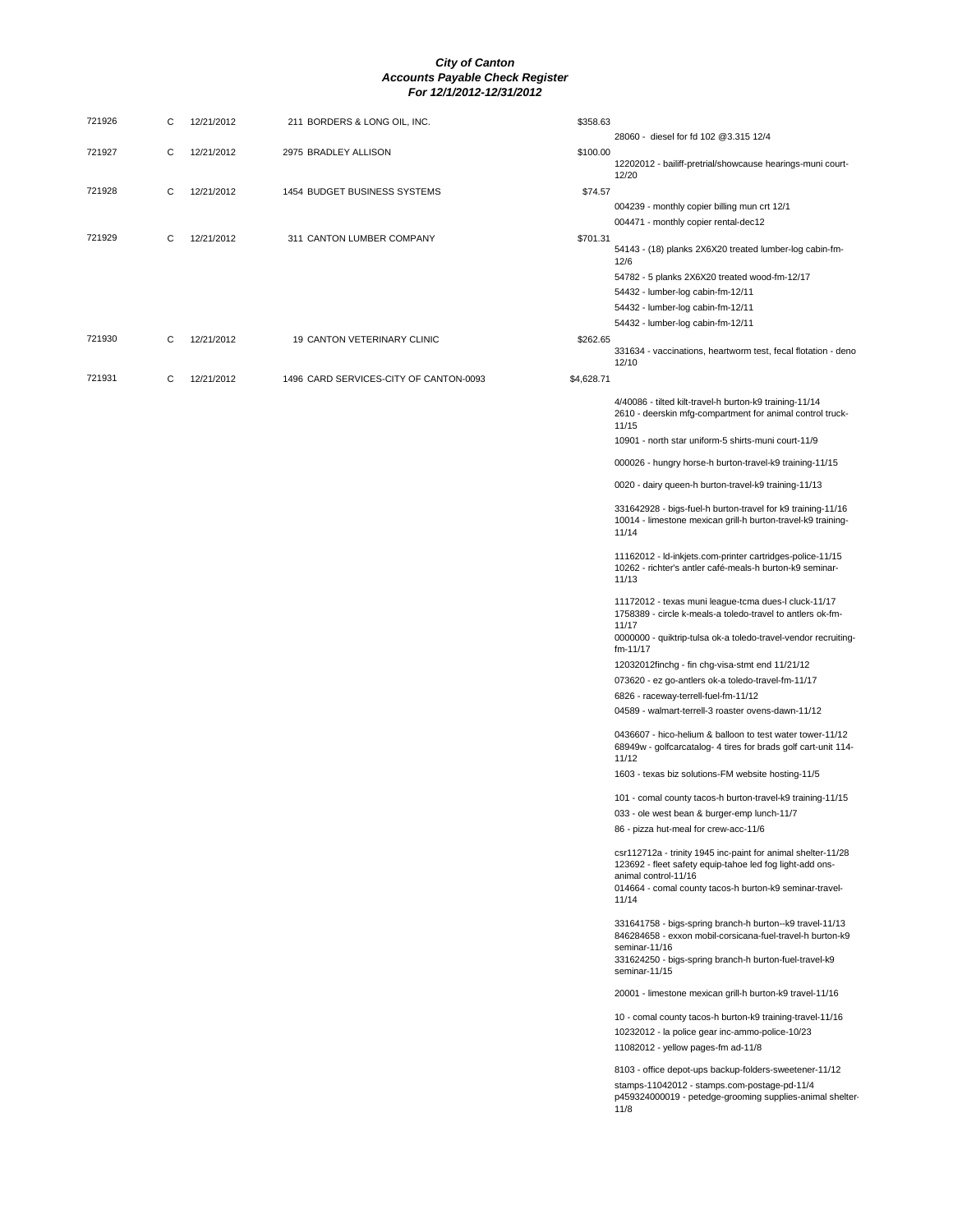**City of Canton**
**Accounts Payable Check Register**
**For 12/1/2012-12/31/2012**

| Check # | Type | Date | Vendor | Amount | Description |
|---|---|---|---|---|---|
| 721926 | C | 12/21/2012 | 211 BORDERS & LONG OIL, INC. | $358.63 | |
| | | | | | 28060 - diesel for fd 102 @3.315 12/4 |
| 721927 | C | 12/21/2012 | 2975 BRADLEY ALLISON | $100.00 | |
| | | | | | 12202012 - bailiff-pretrial/showcause hearings-muni court-12/20 |
| 721928 | C | 12/21/2012 | 1454 BUDGET BUSINESS SYSTEMS | $74.57 | |
| | | | | | 004239 - monthly copier billing mun crt 12/1 |
| | | | | | 004471 - monthly copier rental-dec12 |
| 721929 | C | 12/21/2012 | 311 CANTON LUMBER COMPANY | $701.31 | |
| | | | | | 54143 - (18) planks 2X6X20 treated lumber-log cabin-fm-12/6 |
| | | | | | 54782 - 5 planks 2X6X20 treated wood-fm-12/17 |
| | | | | | 54432 - lumber-log cabin-fm-12/11 |
| | | | | | 54432 - lumber-log cabin-fm-12/11 |
| | | | | | 54432 - lumber-log cabin-fm-12/11 |
| 721930 | C | 12/21/2012 | 19 CANTON VETERINARY CLINIC | $262.65 | |
| | | | | | 331634 - vaccinations, heartworm test, fecal flotation - deno 12/10 |
| 721931 | C | 12/21/2012 | 1496 CARD SERVICES-CITY OF CANTON-0093 | $4,628.71 | |
| | | | | | 4/40086 - tilted kilt-travel-h burton-k9 training-11/14 |
| | | | | | 2610 - deerskin mfg-compartment for animal control truck-11/15 |
| | | | | | 10901 - north star uniform-5 shirts-muni court-11/9 |
| | | | | | 000026 - hungry horse-h burton-travel-k9 training-11/15 |
| | | | | | 0020 - dairy queen-h burton-travel-k9 training-11/13 |
| | | | | | 331642928 - bigs-fuel-h burton-travel for k9 training-11/16 |
| | | | | | 10014 - limestone mexican grill-h burton-travel-k9 training-11/14 |
| | | | | | 11162012 - ld-inkjets.com-printer cartridges-police-11/15 |
| | | | | | 10262 - richter's antler café-meals-h burton-k9 seminar-11/13 |
| | | | | | 11172012 - texas muni league-tcma dues-l cluck-11/17 |
| | | | | | 1758389 - circle k-meals-a toledo-travel to antlers ok-fm-11/17 |
| | | | | | 0000000 - quiktrip-tulsa ok-a toledo-travel-vendor recruiting-fm-11/17 |
| | | | | | 12032012finchg - fin chg-visa-stmt end 11/21/12 |
| | | | | | 073620 - ez go-antlers ok-a toledo-travel-fm-11/17 |
| | | | | | 6826 - raceway-terrell-fuel-fm-11/12 |
| | | | | | 04589 - walmart-terrell-3 roaster ovens-dawn-11/12 |
| | | | | | 0436607 - hico-helium & balloon to test water tower-11/12 |
| | | | | | 68949w - golfcarcatalog- 4 tires for brads golf cart-unit 114-11/12 |
| | | | | | 1603 - texas biz solutions-FM website hosting-11/5 |
| | | | | | 101 - comal county tacos-h burton-travel-k9 training-11/15 |
| | | | | | 033 - ole west bean & burger-emp lunch-11/7 |
| | | | | | 86 - pizza hut-meal for crew-acc-11/6 |
| | | | | | csr112712a - trinity 1945 inc-paint for animal shelter-11/28 |
| | | | | | 123692 - fleet safety equip-tahoe led fog light-add ons-animal control-11/16 |
| | | | | | 014664 - comal county tacos-h burton-k9 seminar-travel-11/14 |
| | | | | | 331641758 - bigs-spring branch-h burton--k9 travel-11/13 |
| | | | | | 846284658 - exxon mobil-corsicana-fuel-travel-h burton-k9 seminar-11/16 |
| | | | | | 331624250 - bigs-spring branch-h burton-fuel-travel-k9 seminar-11/15 |
| | | | | | 20001 - limestone mexican grill-h burton-k9 travel-11/16 |
| | | | | | 10 - comal county tacos-h burton-k9 training-travel-11/16 |
| | | | | | 10232012 - la police gear inc-ammo-police-10/23 |
| | | | | | 11082012 - yellow pages-fm ad-11/8 |
| | | | | | 8103 - office depot-ups backup-folders-sweetener-11/12 |
| | | | | | stamps-11042012 - stamps.com-postage-pd-11/4 |
| | | | | | p459324000019 - petedge-grooming supplies-animal shelter-11/8 |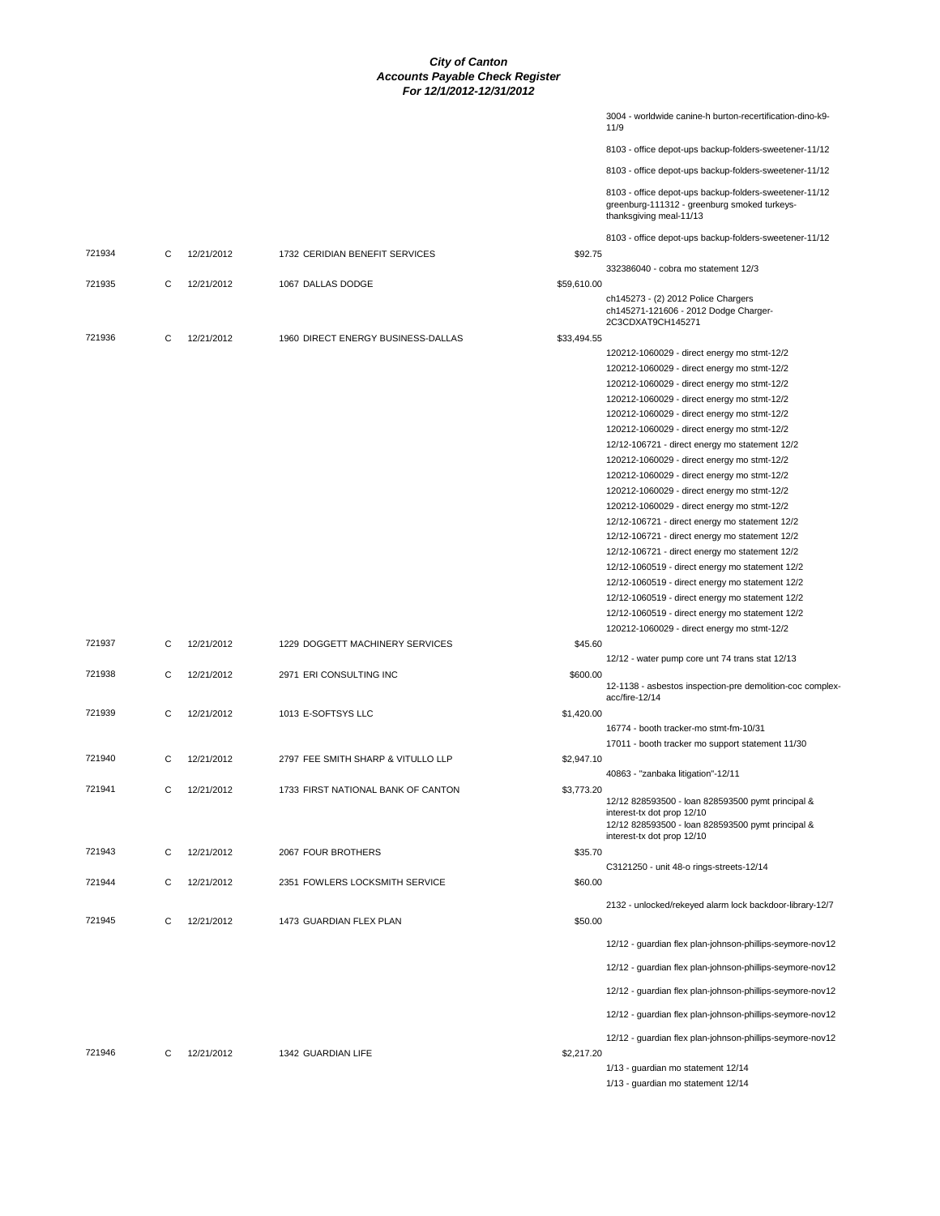# City of Canton
## Accounts Payable Check Register
### For 12/1/2012-12/31/2012

| Check # | Type | Date | Vendor | Amount | Description |
|---|---|---|---|---|---|
| | | | | | 3004 - worldwide canine-h burton-recertification-dino-k9-11/9 |
| | | | | | 8103 - office depot-ups backup-folders-sweetener-11/12 |
| | | | | | 8103 - office depot-ups backup-folders-sweetener-11/12 |
| | | | | | 8103 - office depot-ups backup-folders-sweetener-11/12 greenburg-111312 - greenburg smoked turkeys-thanksgiving meal-11/13 |
| | | | | | 8103 - office depot-ups backup-folders-sweetener-11/12 |
| 721934 | C | 12/21/2012 | 1732 CERIDIAN BENEFIT SERVICES | $92.75 | |
| | | | | | 332386040 - cobra mo statement 12/3 |
| 721935 | C | 12/21/2012 | 1067 DALLAS DODGE | $59,610.00 | |
| | | | | | ch145273 - (2) 2012 Police Chargers ch145271-121606 - 2012 Dodge Charger-2C3CDXAT9CH145271 |
| 721936 | C | 12/21/2012 | 1960 DIRECT ENERGY BUSINESS-DALLAS | $33,494.55 | |
| | | | | | 120212-1060029 - direct energy mo stmt-12/2 |
| | | | | | 120212-1060029 - direct energy mo stmt-12/2 |
| | | | | | 120212-1060029 - direct energy mo stmt-12/2 |
| | | | | | 120212-1060029 - direct energy mo stmt-12/2 |
| | | | | | 120212-1060029 - direct energy mo stmt-12/2 |
| | | | | | 120212-1060029 - direct energy mo stmt-12/2 |
| | | | | | 12/12-106721 - direct energy mo statement 12/2 |
| | | | | | 120212-1060029 - direct energy mo stmt-12/2 |
| | | | | | 120212-1060029 - direct energy mo stmt-12/2 |
| | | | | | 120212-1060029 - direct energy mo stmt-12/2 |
| | | | | | 120212-1060029 - direct energy mo stmt-12/2 |
| | | | | | 12/12-106721 - direct energy mo statement 12/2 |
| | | | | | 12/12-106721 - direct energy mo statement 12/2 |
| | | | | | 12/12-106721 - direct energy mo statement 12/2 |
| | | | | | 12/12-1060519 - direct energy mo statement 12/2 |
| | | | | | 12/12-1060519 - direct energy mo statement 12/2 |
| | | | | | 12/12-1060519 - direct energy mo statement 12/2 |
| | | | | | 12/12-1060519 - direct energy mo statement 12/2 |
| | | | | | 120212-1060029 - direct energy mo stmt-12/2 |
| 721937 | C | 12/21/2012 | 1229 DOGGETT MACHINERY SERVICES | $45.60 | |
| | | | | | 12/12 - water pump core unt 74 trans stat 12/13 |
| 721938 | C | 12/21/2012 | 2971 ERI CONSULTING INC | $600.00 | |
| | | | | | 12-1138 - asbestos inspection-pre demolition-coc complex-acc/fire-12/14 |
| 721939 | C | 12/21/2012 | 1013 E-SOFTSYS LLC | $1,420.00 | |
| | | | | | 16774 - booth tracker-mo stmt-fm-10/31 |
| | | | | | 17011 - booth tracker mo support statement 11/30 |
| 721940 | C | 12/21/2012 | 2797 FEE SMITH SHARP & VITULLO LLP | $2,947.10 | |
| | | | | | 40863 - "zanbaka litigation"-12/11 |
| 721941 | C | 12/21/2012 | 1733 FIRST NATIONAL BANK OF CANTON | $3,773.20 | |
| | | | | | 12/12 828593500 - loan 828593500 pymt principal & interest-tx dot prop 12/10 12/12 828593500 - loan 828593500 pymt principal & interest-tx dot prop 12/10 |
| 721943 | C | 12/21/2012 | 2067 FOUR BROTHERS | $35.70 | |
| | | | | | C3121250 - unit 48-o rings-streets-12/14 |
| 721944 | C | 12/21/2012 | 2351 FOWLERS LOCKSMITH SERVICE | $60.00 | |
| | | | | | 2132 - unlocked/rekeyed alarm lock backdoor-library-12/7 |
| 721945 | C | 12/21/2012 | 1473 GUARDIAN FLEX PLAN | $50.00 | |
| | | | | | 12/12 - guardian flex plan-johnson-phillips-seymore-nov12 |
| | | | | | 12/12 - guardian flex plan-johnson-phillips-seymore-nov12 |
| | | | | | 12/12 - guardian flex plan-johnson-phillips-seymore-nov12 |
| | | | | | 12/12 - guardian flex plan-johnson-phillips-seymore-nov12 |
| | | | | | 12/12 - guardian flex plan-johnson-phillips-seymore-nov12 |
| 721946 | C | 12/21/2012 | 1342 GUARDIAN LIFE | $2,217.20 | |
| | | | | | 1/13 - guardian mo statement 12/14 |
| | | | | | 1/13 - guardian mo statement 12/14 |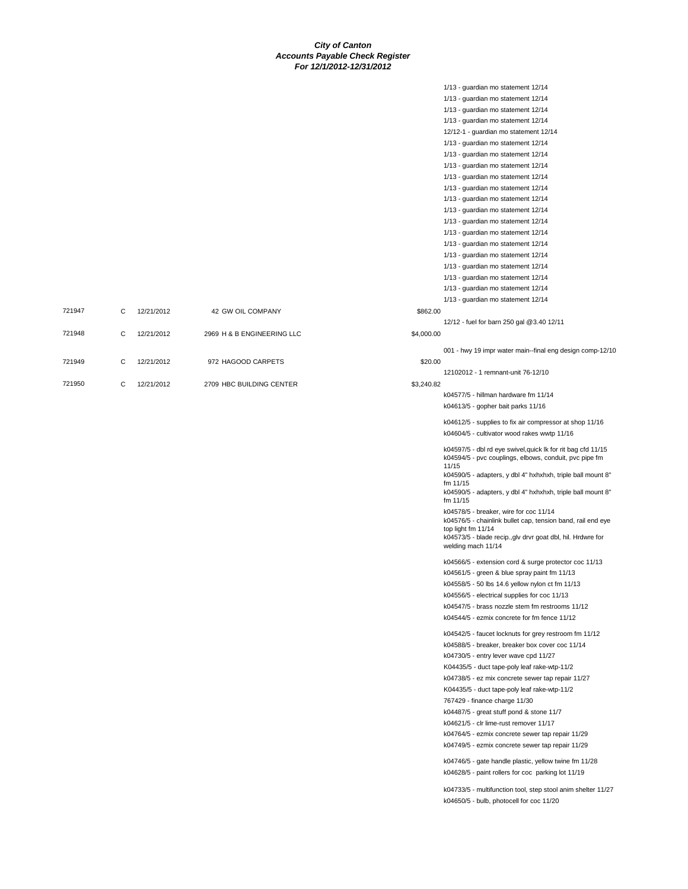***City of Canton***
***Accounts Payable Check Register***
***For 12/1/2012-12/31/2012***

| Check | Type | Date | Vendor | Amount | Description |
|---|---|---|---|---|---|
| | | | | | 1/13 - guardian mo statement 12/14 |
| | | | | | 1/13 - guardian mo statement 12/14 |
| | | | | | 1/13 - guardian mo statement 12/14 |
| | | | | | 1/13 - guardian mo statement 12/14 |
| | | | | | 12/12-1 - guardian mo statement 12/14 |
| | | | | | 1/13 - guardian mo statement 12/14 |
| | | | | | 1/13 - guardian mo statement 12/14 |
| | | | | | 1/13 - guardian mo statement 12/14 |
| | | | | | 1/13 - guardian mo statement 12/14 |
| | | | | | 1/13 - guardian mo statement 12/14 |
| | | | | | 1/13 - guardian mo statement 12/14 |
| | | | | | 1/13 - guardian mo statement 12/14 |
| | | | | | 1/13 - guardian mo statement 12/14 |
| | | | | | 1/13 - guardian mo statement 12/14 |
| | | | | | 1/13 - guardian mo statement 12/14 |
| | | | | | 1/13 - guardian mo statement 12/14 |
| | | | | | 1/13 - guardian mo statement 12/14 |
| | | | | | 1/13 - guardian mo statement 12/14 |
| | | | | | 1/13 - guardian mo statement 12/14 |
| | | | | | 1/13 - guardian mo statement 12/14 |
| 721947 | C | 12/21/2012 | 42 GW OIL COMPANY | $862.00 | |
| | | | | | 12/12 - fuel for barn 250 gal @3.40 12/11 |
| 721948 | C | 12/21/2012 | 2969 H & B ENGINEERING LLC | $4,000.00 | |
| | | | | | 001 - hwy 19 impr water main--final eng design comp-12/10 |
| 721949 | C | 12/21/2012 | 972 HAGOOD CARPETS | $20.00 | |
| | | | | | 12102012 - 1 remnant-unit 76-12/10 |
| 721950 | C | 12/21/2012 | 2709 HBC BUILDING CENTER | $3,240.82 | |
| | | | | | k04577/5 - hillman hardware fm 11/14 |
| | | | | | k04613/5 - gopher bait parks 11/16 |
| | | | | | k04612/5 - supplies to fix air compressor at shop 11/16 |
| | | | | | k04604/5 - cultivator wood rakes wwtp 11/16 |
| | | | | | k04597/5 - dbl rd eye swivel,quick lk for rit bag cfd 11/15 |
| | | | | | k04594/5 - pvc couplings, elbows, conduit, pvc pipe fm 11/15 |
| | | | | | k04590/5 - adapters, y dbl 4" hxhxhxh, triple ball mount 8" fm 11/15 |
| | | | | | k04590/5 - adapters, y dbl 4" hxhxhxh, triple ball mount 8" fm 11/15 |
| | | | | | k04578/5 - breaker, wire for coc 11/14 |
| | | | | | k04576/5 - chainlink bullet cap, tension band, rail end eye top light fm 11/14 |
| | | | | | k04573/5 - blade recip.,glv drvr goat dbl, hil. Hrdwre for welding mach 11/14 |
| | | | | | k04566/5 - extension cord & surge protector coc 11/13 |
| | | | | | k04561/5 - green & blue spray paint fm 11/13 |
| | | | | | k04558/5 - 50 lbs 14.6 yellow nylon ct fm 11/13 |
| | | | | | k04556/5 - electrical supplies for coc 11/13 |
| | | | | | k04547/5 - brass nozzle stem fm restrooms 11/12 |
| | | | | | k04544/5 - ezmix concrete for fm fence 11/12 |
| | | | | | k04542/5 - faucet locknuts for grey restroom fm 11/12 |
| | | | | | k04588/5 - breaker, breaker box cover coc 11/14 |
| | | | | | k04730/5 - entry lever wave cpd 11/27 |
| | | | | | K04435/5 - duct tape-poly leaf rake-wtp-11/2 |
| | | | | | k04738/5 - ez mix concrete sewer tap repair 11/27 |
| | | | | | K04435/5 - duct tape-poly leaf rake-wtp-11/2 |
| | | | | | 767429 - finance charge 11/30 |
| | | | | | k04487/5 - great stuff pond & stone 11/7 |
| | | | | | k04621/5 - clr lime-rust remover 11/17 |
| | | | | | k04764/5 - ezmix concrete sewer tap repair 11/29 |
| | | | | | k04749/5 - ezmix concrete sewer tap repair 11/29 |
| | | | | | k04746/5 - gate handle plastic, yellow twine fm 11/28 |
| | | | | | k04628/5 - paint rollers for coc parking lot 11/19 |
| | | | | | k04733/5 - multifunction tool, step stool anim shelter 11/27 |
| | | | | | k04650/5 - bulb, photocell for coc 11/20 |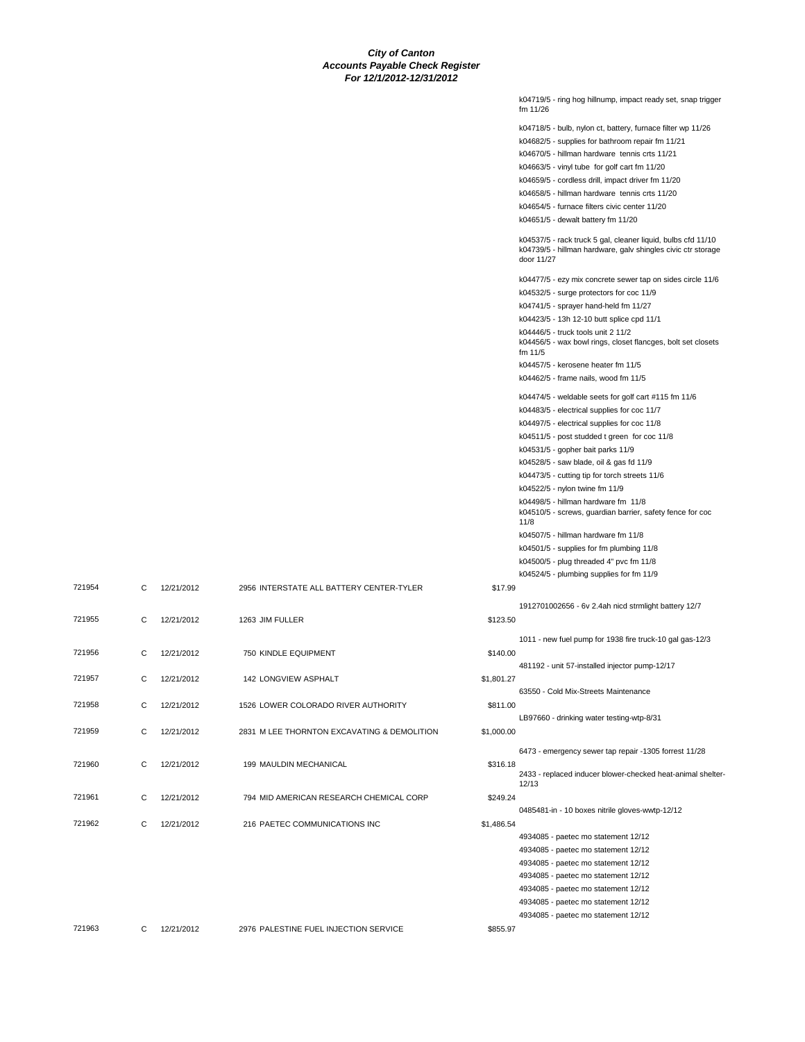# City of Canton
## Accounts Payable Check Register
### For 12/1/2012-12/31/2012

| Check | Type | Date | Vendor | Amount | Description |
|---|---|---|---|---|---|
| | | | | | k04719/5 - ring hog hillnump, impact ready set, snap trigger fm 11/26 |
| | | | | | k04718/5 - bulb, nylon ct, battery, furnace filter wp 11/26 |
| | | | | | k04682/5 - supplies for bathroom repair fm 11/21 |
| | | | | | k04670/5 - hillman hardware tennis crts 11/21 |
| | | | | | k04663/5 - vinyl tube for golf cart fm 11/20 |
| | | | | | k04659/5 - cordless drill, impact driver fm 11/20 |
| | | | | | k04658/5 - hillman hardware tennis crts 11/20 |
| | | | | | k04654/5 - furnace filters civic center 11/20 |
| | | | | | k04651/5 - dewalt battery fm 11/20 |
| | | | | | k04537/5 - rack truck 5 gal, cleaner liquid, bulbs cfd 11/10 |
| | | | | | k04739/5 - hillman hardware, galv shingles civic ctr storage door 11/27 |
| | | | | | k04477/5 - ezy mix concrete sewer tap on sides circle 11/6 |
| | | | | | k04532/5 - surge protectors for coc 11/9 |
| | | | | | k04741/5 - sprayer hand-held fm 11/27 |
| | | | | | k04423/5 - 13h 12-10 butt splice cpd 11/1 |
| | | | | | k04446/5 - truck tools unit 2 11/2 |
| | | | | | k04456/5 - wax bowl rings, closet flancges, bolt set closets fm 11/5 |
| | | | | | k04457/5 - kerosene heater fm 11/5 |
| | | | | | k04462/5 - frame nails, wood fm 11/5 |
| | | | | | k04474/5 - weldable seets for golf cart #115 fm 11/6 |
| | | | | | k04483/5 - electrical supplies for coc 11/7 |
| | | | | | k04497/5 - electrical supplies for coc 11/8 |
| | | | | | k04511/5 - post studded t green for coc 11/8 |
| | | | | | k04531/5 - gopher bait parks 11/9 |
| | | | | | k04528/5 - saw blade, oil & gas fd 11/9 |
| | | | | | k04473/5 - cutting tip for torch streets 11/6 |
| | | | | | k04522/5 - nylon twine fm 11/9 |
| | | | | | k04498/5 - hillman hardware fm 11/8 |
| | | | | | k04510/5 - screws, guardian barrier, safety fence for coc 11/8 |
| | | | | | k04507/5 - hillman hardware fm 11/8 |
| | | | | | k04501/5 - supplies for fm plumbing 11/8 |
| | | | | | k04500/5 - plug threaded 4" pvc fm 11/8 |
| | | | | | k04524/5 - plumbing supplies for fm 11/9 |
| 721954 | C | 12/21/2012 | 2956 INTERSTATE ALL BATTERY CENTER-TYLER | $17.99 | |
| | | | | | 1912701002656 - 6v 2.4ah nicd strmlight battery 12/7 |
| 721955 | C | 12/21/2012 | 1263 JIM FULLER | $123.50 | |
| | | | | | 1011 - new fuel pump for 1938 fire truck-10 gal gas-12/3 |
| 721956 | C | 12/21/2012 | 750 KINDLE EQUIPMENT | $140.00 | |
| | | | | | 481192 - unit 57-installed injector pump-12/17 |
| 721957 | C | 12/21/2012 | 142 LONGVIEW ASPHALT | $1,801.27 | |
| | | | | | 63550 - Cold Mix-Streets Maintenance |
| 721958 | C | 12/21/2012 | 1526 LOWER COLORADO RIVER AUTHORITY | $811.00 | |
| | | | | | LB97660 - drinking water testing-wtp-8/31 |
| 721959 | C | 12/21/2012 | 2831 M LEE THORNTON EXCAVATING & DEMOLITION | $1,000.00 | |
| | | | | | 6473 - emergency sewer tap repair -1305 forrest 11/28 |
| 721960 | C | 12/21/2012 | 199 MAULDIN MECHANICAL | $316.18 | |
| | | | | | 2433 - replaced inducer blower-checked heat-animal shelter-12/13 |
| 721961 | C | 12/21/2012 | 794 MID AMERICAN RESEARCH CHEMICAL CORP | $249.24 | |
| | | | | | 0485481-in - 10 boxes nitrile gloves-wwtp-12/12 |
| 721962 | C | 12/21/2012 | 216 PAETEC COMMUNICATIONS INC | $1,486.54 | |
| | | | | | 4934085 - paetec mo statement 12/12 |
| | | | | | 4934085 - paetec mo statement 12/12 |
| | | | | | 4934085 - paetec mo statement 12/12 |
| | | | | | 4934085 - paetec mo statement 12/12 |
| | | | | | 4934085 - paetec mo statement 12/12 |
| | | | | | 4934085 - paetec mo statement 12/12 |
| | | | | | 4934085 - paetec mo statement 12/12 |
| 721963 | C | 12/21/2012 | 2976 PALESTINE FUEL INJECTION SERVICE | $855.97 | |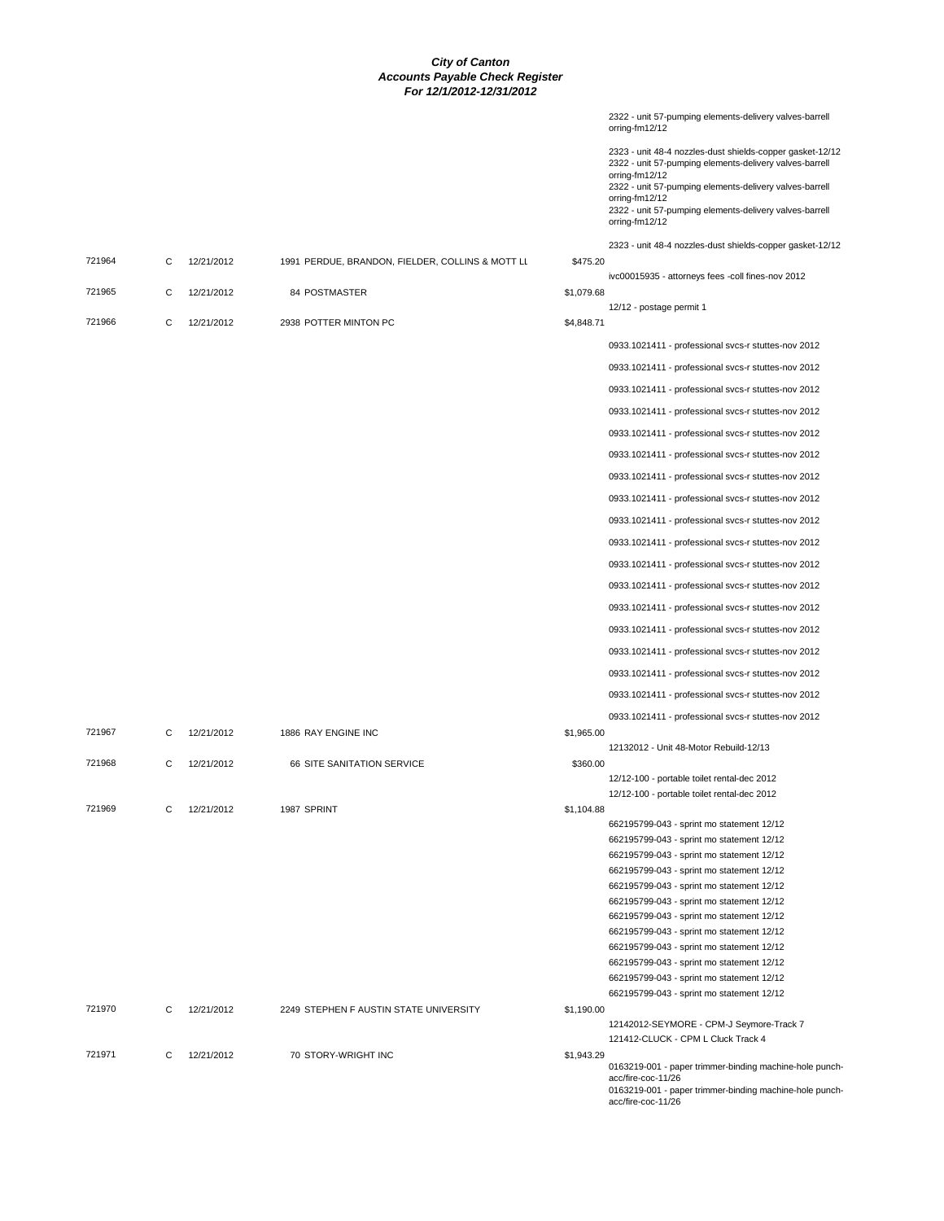# City of Canton
## Accounts Payable Check Register
### For 12/1/2012-12/31/2012

| Check # | Type | Date | Vendor | Amount | Description |
|---|---|---|---|---|---|
| | | | | | 2322 - unit 57-pumping elements-delivery valves-barrell orring-fm12/12 |
| | | | | | 2323 - unit 48-4 nozzles-dust shields-copper gasket-12/12 |
| | | | | | 2322 - unit 57-pumping elements-delivery valves-barrell orring-fm12/12 |
| | | | | | 2322 - unit 57-pumping elements-delivery valves-barrell orring-fm12/12 |
| | | | | | 2322 - unit 57-pumping elements-delivery valves-barrell orring-fm12/12 |
| | | | | | 2323 - unit 48-4 nozzles-dust shields-copper gasket-12/12 |
| 721964 | C | 12/21/2012 | 1991 PERDUE, BRANDON, FIELDER, COLLINS & MOTT LL | $475.20 | |
| | | | | | ivc00015935 - attorneys fees -coll fines-nov 2012 |
| 721965 | C | 12/21/2012 | 84 POSTMASTER | $1,079.68 | |
| | | | | | 12/12 - postage permit 1 |
| 721966 | C | 12/21/2012 | 2938 POTTER MINTON PC | $4,848.71 | |
| | | | | | 0933.1021411 - professional svcs-r stuttes-nov 2012 |
| | | | | | 0933.1021411 - professional svcs-r stuttes-nov 2012 |
| | | | | | 0933.1021411 - professional svcs-r stuttes-nov 2012 |
| | | | | | 0933.1021411 - professional svcs-r stuttes-nov 2012 |
| | | | | | 0933.1021411 - professional svcs-r stuttes-nov 2012 |
| | | | | | 0933.1021411 - professional svcs-r stuttes-nov 2012 |
| | | | | | 0933.1021411 - professional svcs-r stuttes-nov 2012 |
| | | | | | 0933.1021411 - professional svcs-r stuttes-nov 2012 |
| | | | | | 0933.1021411 - professional svcs-r stuttes-nov 2012 |
| | | | | | 0933.1021411 - professional svcs-r stuttes-nov 2012 |
| | | | | | 0933.1021411 - professional svcs-r stuttes-nov 2012 |
| | | | | | 0933.1021411 - professional svcs-r stuttes-nov 2012 |
| | | | | | 0933.1021411 - professional svcs-r stuttes-nov 2012 |
| | | | | | 0933.1021411 - professional svcs-r stuttes-nov 2012 |
| | | | | | 0933.1021411 - professional svcs-r stuttes-nov 2012 |
| | | | | | 0933.1021411 - professional svcs-r stuttes-nov 2012 |
| | | | | | 0933.1021411 - professional svcs-r stuttes-nov 2012 |
| | | | | | 0933.1021411 - professional svcs-r stuttes-nov 2012 |
| 721967 | C | 12/21/2012 | 1886 RAY ENGINE INC | $1,965.00 | |
| | | | | | 12132012 - Unit 48-Motor Rebuild-12/13 |
| 721968 | C | 12/21/2012 | 66 SITE SANITATION SERVICE | $360.00 | |
| | | | | | 12/12-100 - portable toilet rental-dec 2012 |
| | | | | | 12/12-100 - portable toilet rental-dec 2012 |
| 721969 | C | 12/21/2012 | 1987 SPRINT | $1,104.88 | |
| | | | | | 662195799-043 - sprint mo statement 12/12 |
| | | | | | 662195799-043 - sprint mo statement 12/12 |
| | | | | | 662195799-043 - sprint mo statement 12/12 |
| | | | | | 662195799-043 - sprint mo statement 12/12 |
| | | | | | 662195799-043 - sprint mo statement 12/12 |
| | | | | | 662195799-043 - sprint mo statement 12/12 |
| | | | | | 662195799-043 - sprint mo statement 12/12 |
| | | | | | 662195799-043 - sprint mo statement 12/12 |
| | | | | | 662195799-043 - sprint mo statement 12/12 |
| | | | | | 662195799-043 - sprint mo statement 12/12 |
| | | | | | 662195799-043 - sprint mo statement 12/12 |
| | | | | | 662195799-043 - sprint mo statement 12/12 |
| 721970 | C | 12/21/2012 | 2249 STEPHEN F AUSTIN STATE UNIVERSITY | $1,190.00 | |
| | | | | | 12142012-SEYMORE - CPM-J Seymore-Track 7 |
| | | | | | 121412-CLUCK - CPM L Cluck Track 4 |
| 721971 | C | 12/21/2012 | 70 STORY-WRIGHT INC | $1,943.29 | |
| | | | | | 0163219-001 - paper trimmer-binding machine-hole punch-acc/fire-coc-11/26 |
| | | | | | 0163219-001 - paper trimmer-binding machine-hole punch-acc/fire-coc-11/26 |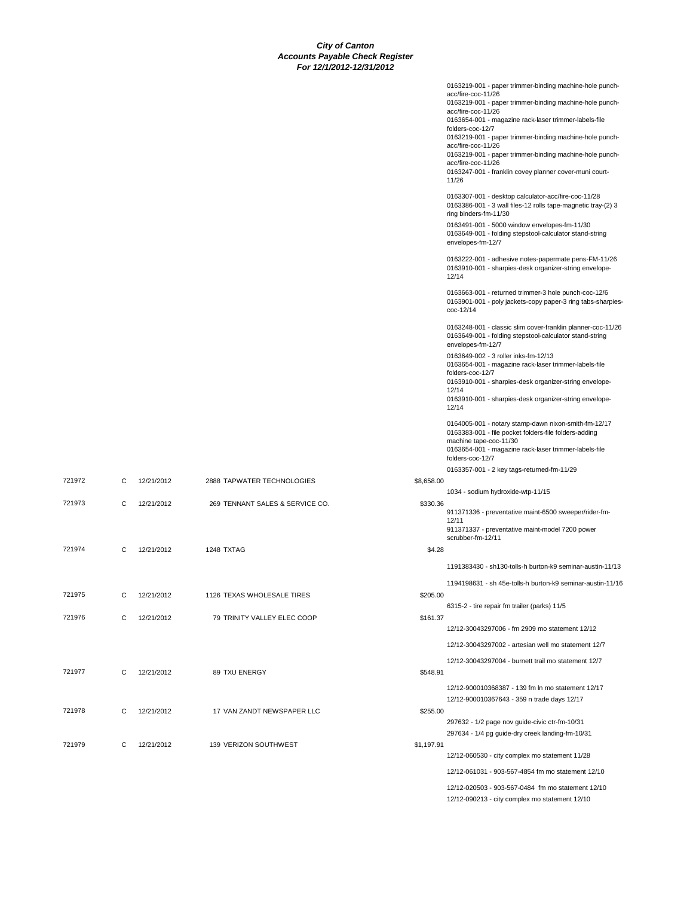***City of Canton***
***Accounts Payable Check Register***
***For 12/1/2012-12/31/2012***

| Check | Type | Date | Vendor | Amount | Description |
|---|---|---|---|---|---|
| | | | | | 0163219-001 - paper trimmer-binding machine-hole punch-acc/fire-coc-11/26 |
| | | | | | 0163219-001 - paper trimmer-binding machine-hole punch-acc/fire-coc-11/26 |
| | | | | | 0163654-001 - magazine rack-laser trimmer-labels-file folders-coc-12/7 |
| | | | | | 0163219-001 - paper trimmer-binding machine-hole punch-acc/fire-coc-11/26 |
| | | | | | 0163219-001 - paper trimmer-binding machine-hole punch-acc/fire-coc-11/26 |
| | | | | | 0163247-001 - franklin covey planner cover-muni court-11/26 |
| | | | | | 0163307-001 - desktop calculator-acc/fire-coc-11/28 |
| | | | | | 0163386-001 - 3 wall files-12 rolls tape-magnetic tray-(2) 3 ring binders-fm-11/30 |
| | | | | | 0163491-001 - 5000 window envelopes-fm-11/30 |
| | | | | | 0163649-001 - folding stepstool-calculator stand-string envelopes-fm-12/7 |
| | | | | | 0163222-001 - adhesive notes-papermate pens-FM-11/26 |
| | | | | | 0163910-001 - sharpies-desk organizer-string envelope-12/14 |
| | | | | | 0163663-001 - returned trimmer-3 hole punch-coc-12/6 |
| | | | | | 0163901-001 - poly jackets-copy paper-3 ring tabs-sharpies-coc-12/14 |
| | | | | | 0163248-001 - classic slim cover-franklin planner-coc-11/26 |
| | | | | | 0163649-001 - folding stepstool-calculator stand-string envelopes-fm-12/7 |
| | | | | | 0163649-002 - 3 roller inks-fm-12/13 |
| | | | | | 0163654-001 - magazine rack-laser trimmer-labels-file folders-coc-12/7 |
| | | | | | 0163910-001 - sharpies-desk organizer-string envelope-12/14 |
| | | | | | 0163910-001 - sharpies-desk organizer-string envelope-12/14 |
| | | | | | 0164005-001 - notary stamp-dawn nixon-smith-fm-12/17 |
| | | | | | 0163383-001 - file pocket folders-file folders-adding machine tape-coc-11/30 |
| | | | | | 0163654-001 - magazine rack-laser trimmer-labels-file folders-coc-12/7 |
| | | | | | 0163357-001 - 2 key tags-returned-fm-11/29 |
| 721972 | C | 12/21/2012 | 2888 TAPWATER TECHNOLOGIES | $8,658.00 | |
| | | | | | 1034 - sodium hydroxide-wtp-11/15 |
| 721973 | C | 12/21/2012 | 269 TENNANT SALES & SERVICE CO. | $330.36 | |
| | | | | | 911371336 - preventative maint-6500 sweeper/rider-fm-12/11 |
| | | | | | 911371337 - preventative maint-model 7200 power scrubber-fm-12/11 |
| 721974 | C | 12/21/2012 | 1248 TXTAG | $4.28 | |
| | | | | | 1191383430 - sh130-tolls-h burton-k9 seminar-austin-11/13 |
| | | | | | 1194198631 - sh 45e-tolls-h burton-k9 seminar-austin-11/16 |
| 721975 | C | 12/21/2012 | 1126 TEXAS WHOLESALE TIRES | $205.00 | |
| | | | | | 6315-2 - tire repair fm trailer (parks) 11/5 |
| 721976 | C | 12/21/2012 | 79 TRINITY VALLEY ELEC COOP | $161.37 | |
| | | | | | 12/12-30043297006 - fm 2909 mo statement 12/12 |
| | | | | | 12/12-30043297002 - artesian well mo statement 12/7 |
| | | | | | 12/12-30043297004 - burnett trail mo statement 12/7 |
| 721977 | C | 12/21/2012 | 89 TXU ENERGY | $548.91 | |
| | | | | | 12/12-900010368387 - 139 fm ln mo statement 12/17 |
| | | | | | 12/12-900010367643 - 359 n trade days 12/17 |
| 721978 | C | 12/21/2012 | 17 VAN ZANDT NEWSPAPER LLC | $255.00 | |
| | | | | | 297632 - 1/2 page nov guide-civic ctr-fm-10/31 |
| | | | | | 297634 - 1/4 pg guide-dry creek landing-fm-10/31 |
| 721979 | C | 12/21/2012 | 139 VERIZON SOUTHWEST | $1,197.91 | |
| | | | | | 12/12-060530 - city complex mo statement 11/28 |
| | | | | | 12/12-061031 - 903-567-4854 fm mo statement 12/10 |
| | | | | | 12/12-020503 - 903-567-0484 fm mo statement 12/10 |
| | | | | | 12/12-090213 - city complex mo statement 12/10 |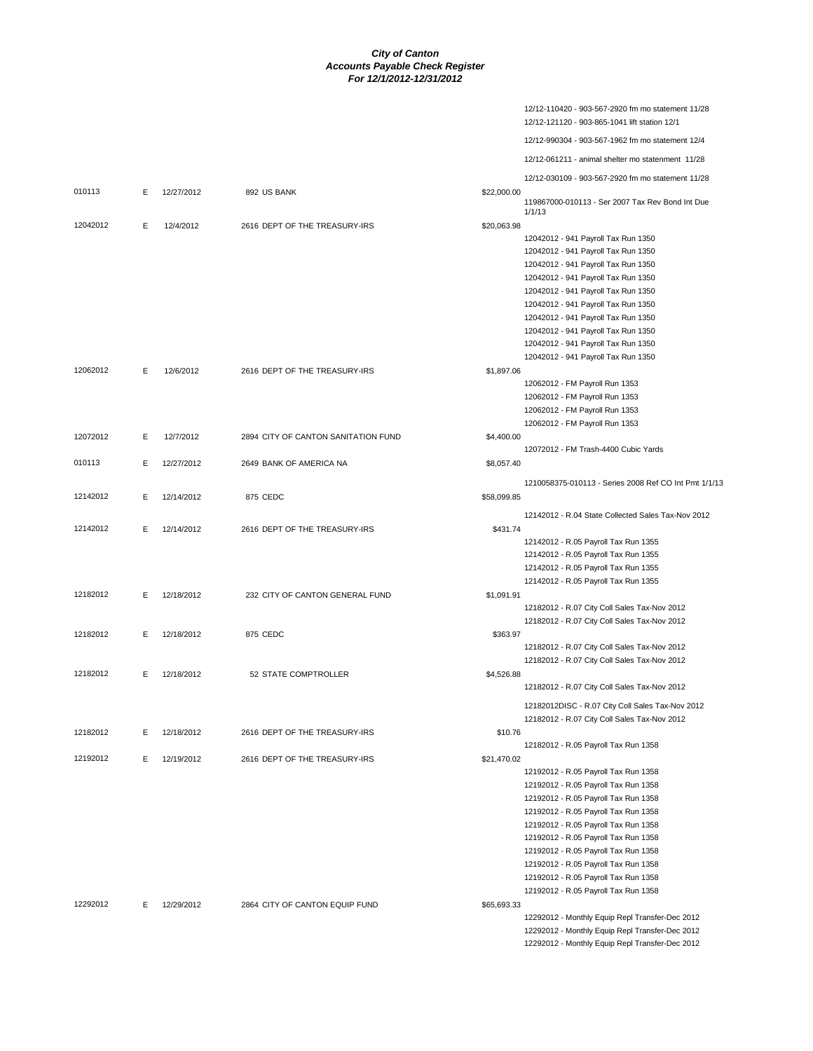# City of Canton
## Accounts Payable Check Register
### For 12/1/2012-12/31/2012

| Check | Type | Date | Vendor | Amount | Description |
|---|---|---|---|---|---|
| | | | | | 12/12-110420 - 903-567-2920 fm mo statement 11/28 |
| | | | | | 12/12-121120 - 903-865-1041 lift station 12/1 |
| | | | | | 12/12-990304 - 903-567-1962 fm mo statement 12/4 |
| | | | | | 12/12-061211 - animal shelter mo statenment 11/28 |
| | | | | | 12/12-030109 - 903-567-2920 fm mo statement 11/28 |
| 010113 | E | 12/27/2012 | 892 US BANK | $22,000.00 | |
| | | | | | 119867000-010113 - Ser 2007 Tax Rev Bond Int Due 1/1/13 |
| 12042012 | E | 12/4/2012 | 2616 DEPT OF THE TREASURY-IRS | $20,063.98 | |
| | | | | | 12042012 - 941 Payroll Tax Run 1350 |
| | | | | | 12042012 - 941 Payroll Tax Run 1350 |
| | | | | | 12042012 - 941 Payroll Tax Run 1350 |
| | | | | | 12042012 - 941 Payroll Tax Run 1350 |
| | | | | | 12042012 - 941 Payroll Tax Run 1350 |
| | | | | | 12042012 - 941 Payroll Tax Run 1350 |
| | | | | | 12042012 - 941 Payroll Tax Run 1350 |
| | | | | | 12042012 - 941 Payroll Tax Run 1350 |
| | | | | | 12042012 - 941 Payroll Tax Run 1350 |
| | | | | | 12042012 - 941 Payroll Tax Run 1350 |
| 12062012 | E | 12/6/2012 | 2616 DEPT OF THE TREASURY-IRS | $1,897.06 | |
| | | | | | 12062012 - FM Payroll Run 1353 |
| | | | | | 12062012 - FM Payroll Run 1353 |
| | | | | | 12062012 - FM Payroll Run 1353 |
| | | | | | 12062012 - FM Payroll Run 1353 |
| 12072012 | E | 12/7/2012 | 2894 CITY OF CANTON SANITATION FUND | $4,400.00 | |
| | | | | | 12072012 - FM Trash-4400 Cubic Yards |
| 010113 | E | 12/27/2012 | 2649 BANK OF AMERICA NA | $8,057.40 | |
| | | | | | 1210058375-010113 - Series 2008 Ref CO Int Pmt 1/1/13 |
| 12142012 | E | 12/14/2012 | 875 CEDC | $58,099.85 | |
| | | | | | 12142012 - R.04 State Collected Sales Tax-Nov 2012 |
| 12142012 | E | 12/14/2012 | 2616 DEPT OF THE TREASURY-IRS | $431.74 | |
| | | | | | 12142012 - R.05 Payroll Tax Run 1355 |
| | | | | | 12142012 - R.05 Payroll Tax Run 1355 |
| | | | | | 12142012 - R.05 Payroll Tax Run 1355 |
| | | | | | 12142012 - R.05 Payroll Tax Run 1355 |
| 12182012 | E | 12/18/2012 | 232 CITY OF CANTON GENERAL FUND | $1,091.91 | |
| | | | | | 12182012 - R.07 City Coll Sales Tax-Nov 2012 |
| | | | | | 12182012 - R.07 City Coll Sales Tax-Nov 2012 |
| 12182012 | E | 12/18/2012 | 875 CEDC | $363.97 | |
| | | | | | 12182012 - R.07 City Coll Sales Tax-Nov 2012 |
| | | | | | 12182012 - R.07 City Coll Sales Tax-Nov 2012 |
| 12182012 | E | 12/18/2012 | 52 STATE COMPTROLLER | $4,526.88 | |
| | | | | | 12182012 - R.07 City Coll Sales Tax-Nov 2012 |
| | | | | | 12182012DISC - R.07 City Coll Sales Tax-Nov 2012 |
| | | | | | 12182012 - R.07 City Coll Sales Tax-Nov 2012 |
| 12182012 | E | 12/18/2012 | 2616 DEPT OF THE TREASURY-IRS | $10.76 | |
| | | | | | 12182012 - R.05 Payroll Tax Run 1358 |
| 12192012 | E | 12/19/2012 | 2616 DEPT OF THE TREASURY-IRS | $21,470.02 | |
| | | | | | 12192012 - R.05 Payroll Tax Run 1358 |
| | | | | | 12192012 - R.05 Payroll Tax Run 1358 |
| | | | | | 12192012 - R.05 Payroll Tax Run 1358 |
| | | | | | 12192012 - R.05 Payroll Tax Run 1358 |
| | | | | | 12192012 - R.05 Payroll Tax Run 1358 |
| | | | | | 12192012 - R.05 Payroll Tax Run 1358 |
| | | | | | 12192012 - R.05 Payroll Tax Run 1358 |
| | | | | | 12192012 - R.05 Payroll Tax Run 1358 |
| | | | | | 12192012 - R.05 Payroll Tax Run 1358 |
| | | | | | 12192012 - R.05 Payroll Tax Run 1358 |
| 12292012 | E | 12/29/2012 | 2864 CITY OF CANTON EQUIP FUND | $65,693.33 | |
| | | | | | 12292012 - Monthly Equip Repl Transfer-Dec 2012 |
| | | | | | 12292012 - Monthly Equip Repl Transfer-Dec 2012 |
| | | | | | 12292012 - Monthly Equip Repl Transfer-Dec 2012 |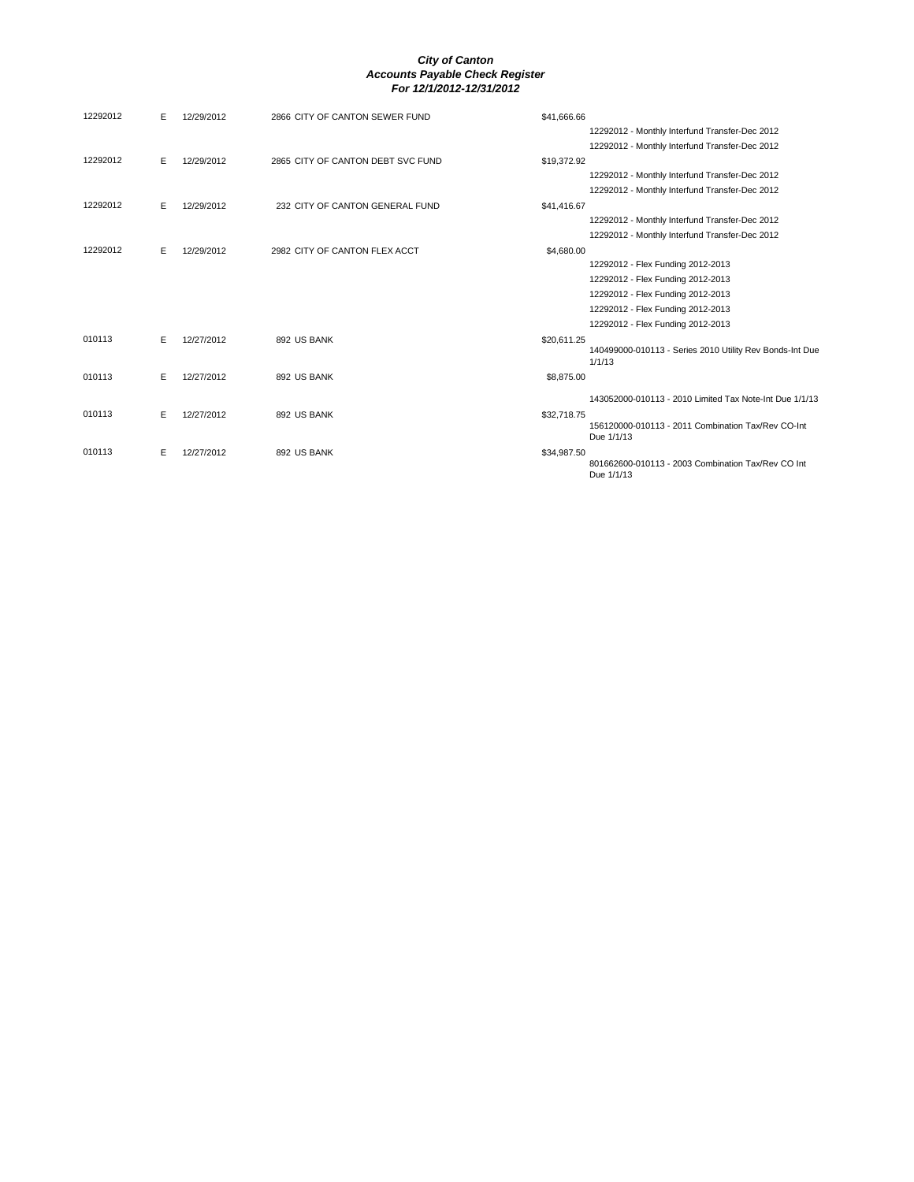***City of Canton***
***Accounts Payable Check Register***
***For 12/1/2012-12/31/2012***

| | | | | | |
|---|---|---|---|---|---|
| 12292012 | E | 12/29/2012 | 2866 CITY OF CANTON SEWER FUND | $41,666.66 | |
| | | | | | 12292012 - Monthly Interfund Transfer-Dec 2012 |
| | | | | | 12292012 - Monthly Interfund Transfer-Dec 2012 |
| 12292012 | E | 12/29/2012 | 2865 CITY OF CANTON DEBT SVC FUND | $19,372.92 | |
| | | | | | 12292012 - Monthly Interfund Transfer-Dec 2012 |
| | | | | | 12292012 - Monthly Interfund Transfer-Dec 2012 |
| 12292012 | E | 12/29/2012 | 232 CITY OF CANTON GENERAL FUND | $41,416.67 | |
| | | | | | 12292012 - Monthly Interfund Transfer-Dec 2012 |
| | | | | | 12292012 - Monthly Interfund Transfer-Dec 2012 |
| 12292012 | E | 12/29/2012 | 2982 CITY OF CANTON FLEX ACCT | $4,680.00 | |
| | | | | | 12292012 - Flex Funding 2012-2013 |
| | | | | | 12292012 - Flex Funding 2012-2013 |
| | | | | | 12292012 - Flex Funding 2012-2013 |
| | | | | | 12292012 - Flex Funding 2012-2013 |
| | | | | | 12292012 - Flex Funding 2012-2013 |
| 010113 | E | 12/27/2012 | 892 US BANK | $20,611.25 | 140499000-010113 - Series 2010 Utility Rev Bonds-Int Due 1/1/13 |
| 010113 | E | 12/27/2012 | 892 US BANK | $8,875.00 | |
| | | | | | 143052000-010113 - 2010 Limited Tax Note-Int Due 1/1/13 |
| 010113 | E | 12/27/2012 | 892 US BANK | $32,718.75 | 156120000-010113 - 2011 Combination Tax/Rev CO-Int Due 1/1/13 |
| 010113 | E | 12/27/2012 | 892 US BANK | $34,987.50 | 801662600-010113 - 2003 Combination Tax/Rev CO Int Due 1/1/13 |